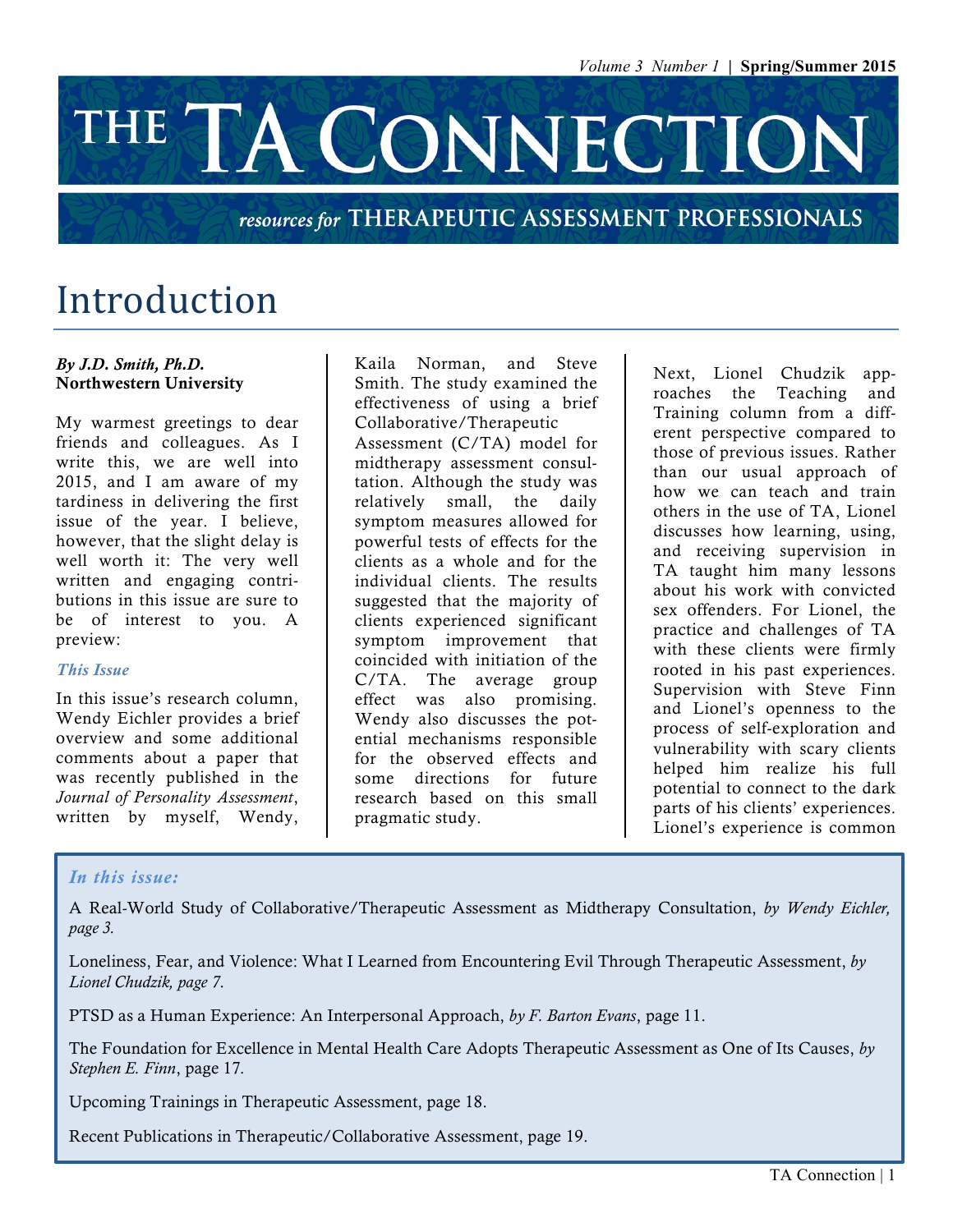# THE TA CONNECTION

resources for THERAPEUTIC ASSESSMENT PROFESSIONALS

## Introduction

***By J.D. Smith, Ph.D.***
**Northwestern University**

My warmest greetings to dear friends and colleagues. As I write this, we are well into 2015, and I am aware of my tardiness in delivering the first issue of the year. I believe, however, that the slight delay is well worth it: The very well written and engaging contributions in this issue are sure to be of interest to you. A preview:

### *This Issue*

In this issue's research column, Wendy Eichler provides a brief overview and some additional comments about a paper that was recently published in the *Journal of Personality Assessment*, written by myself, Wendy, Kaila Norman, and Steve Smith. The study examined the effectiveness of using a brief Collaborative/Therapeutic Assessment (C/TA) model for midtherapy assessment consultation. Although the study was relatively small, the daily symptom measures allowed for powerful tests of effects for the clients as a whole and for the individual clients. The results suggested that the majority of clients experienced significant symptom improvement that coincided with initiation of the C/TA. The average group effect was also promising. Wendy also discusses the potential mechanisms responsible for the observed effects and some directions for future research based on this small pragmatic study.

Next, Lionel Chudzik approaches the Teaching and Training column from a different perspective compared to those of previous issues. Rather than our usual approach of how we can teach and train others in the use of TA, Lionel discusses how learning, using, and receiving supervision in TA taught him many lessons about his work with convicted sex offenders. For Lionel, the practice and challenges of TA with these clients were firmly rooted in his past experiences. Supervision with Steve Finn and Lionel's openness to the process of self-exploration and vulnerability with scary clients helped him realize his full potential to connect to the dark parts of his clients' experiences. Lionel's experience is common

---

***In this issue:***

A Real-World Study of Collaborative/Therapeutic Assessment as Midtherapy Consultation, *by Wendy Eichler, page 3.*

Loneliness, Fear, and Violence: What I Learned from Encountering Evil Through Therapeutic Assessment, *by Lionel Chudzik, page 7*.

PTSD as a Human Experience: An Interpersonal Approach, *by F. Barton Evans*, page 11.

The Foundation for Excellence in Mental Health Care Adopts Therapeutic Assessment as One of Its Causes, *by Stephen E. Finn*, page 17.

Upcoming Trainings in Therapeutic Assessment, page 18.

Recent Publications in Therapeutic/Collaborative Assessment, page 19.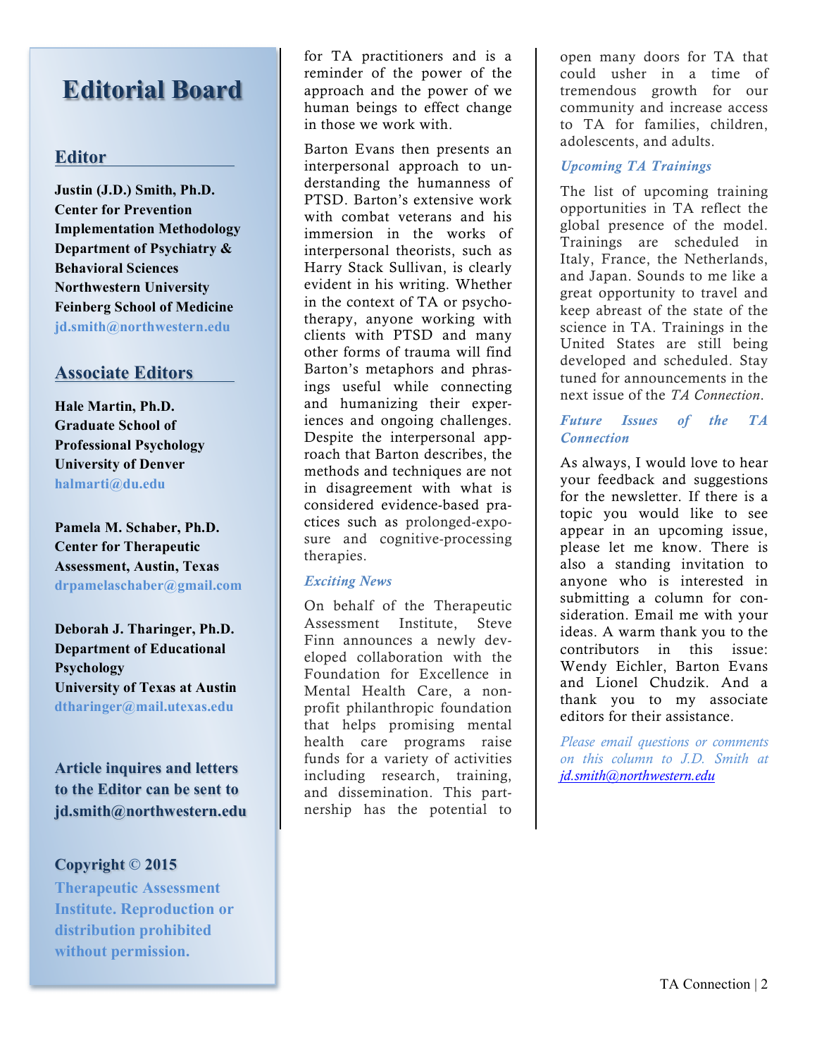# Editorial Board

## Editor

**Justin (J.D.) Smith, Ph.D.**
**Center for Prevention Implementation Methodology**
**Department of Psychiatry & Behavioral Sciences**
**Northwestern University Feinberg School of Medicine**
**jd.smith@northwestern.edu**

## Associate Editors

**Hale Martin, Ph.D.**
**Graduate School of Professional Psychology**
**University of Denver**
**halmarti@du.edu**

**Pamela M. Schaber, Ph.D.**
**Center for Therapeutic Assessment, Austin, Texas**
**drpamelaschaber@gmail.com**

**Deborah J. Tharinger, Ph.D.**
**Department of Educational Psychology**
**University of Texas at Austin**
**dtharinger@mail.utexas.edu**

**Article inquires and letters to the Editor can be sent to jd.smith@northwestern.edu**

**Copyright © 2015**
**Therapeutic Assessment Institute. Reproduction or distribution prohibited without permission.**

for TA practitioners and is a reminder of the power of the approach and the power of we human beings to effect change in those we work with.

Barton Evans then presents an interpersonal approach to understanding the humanness of PTSD. Barton's extensive work with combat veterans and his immersion in the works of interpersonal theorists, such as Harry Stack Sullivan, is clearly evident in his writing. Whether in the context of TA or psychotherapy, anyone working with clients with PTSD and many other forms of trauma will find Barton's metaphors and phrasings useful while connecting and humanizing their experiences and ongoing challenges. Despite the interpersonal approach that Barton describes, the methods and techniques are not in disagreement with what is considered evidence-based practices such as prolonged-exposure and cognitive-processing therapies.

### *Exciting News*

On behalf of the Therapeutic Assessment Institute, Steve Finn announces a newly developed collaboration with the Foundation for Excellence in Mental Health Care, a non-profit philanthropic foundation that helps promising mental health care programs raise funds for a variety of activities including research, training, and dissemination. This partnership has the potential to open many doors for TA that could usher in a time of tremendous growth for our community and increase access to TA for families, children, adolescents, and adults.

### *Upcoming TA Trainings*

The list of upcoming training opportunities in TA reflect the global presence of the model. Trainings are scheduled in Italy, France, the Netherlands, and Japan. Sounds to me like a great opportunity to travel and keep abreast of the state of the science in TA. Trainings in the United States are still being developed and scheduled. Stay tuned for announcements in the next issue of the *TA Connection*.

### *Future Issues of the TA Connection*

As always, I would love to hear your feedback and suggestions for the newsletter. If there is a topic you would like to see appear in an upcoming issue, please let me know. There is also a standing invitation to anyone who is interested in submitting a column for consideration. Email me with your ideas. A warm thank you to the contributors in this issue: Wendy Eichler, Barton Evans and Lionel Chudzik. And a thank you to my associate editors for their assistance.

*Please email questions or comments on this column to J.D. Smith at jd.smith@northwestern.edu*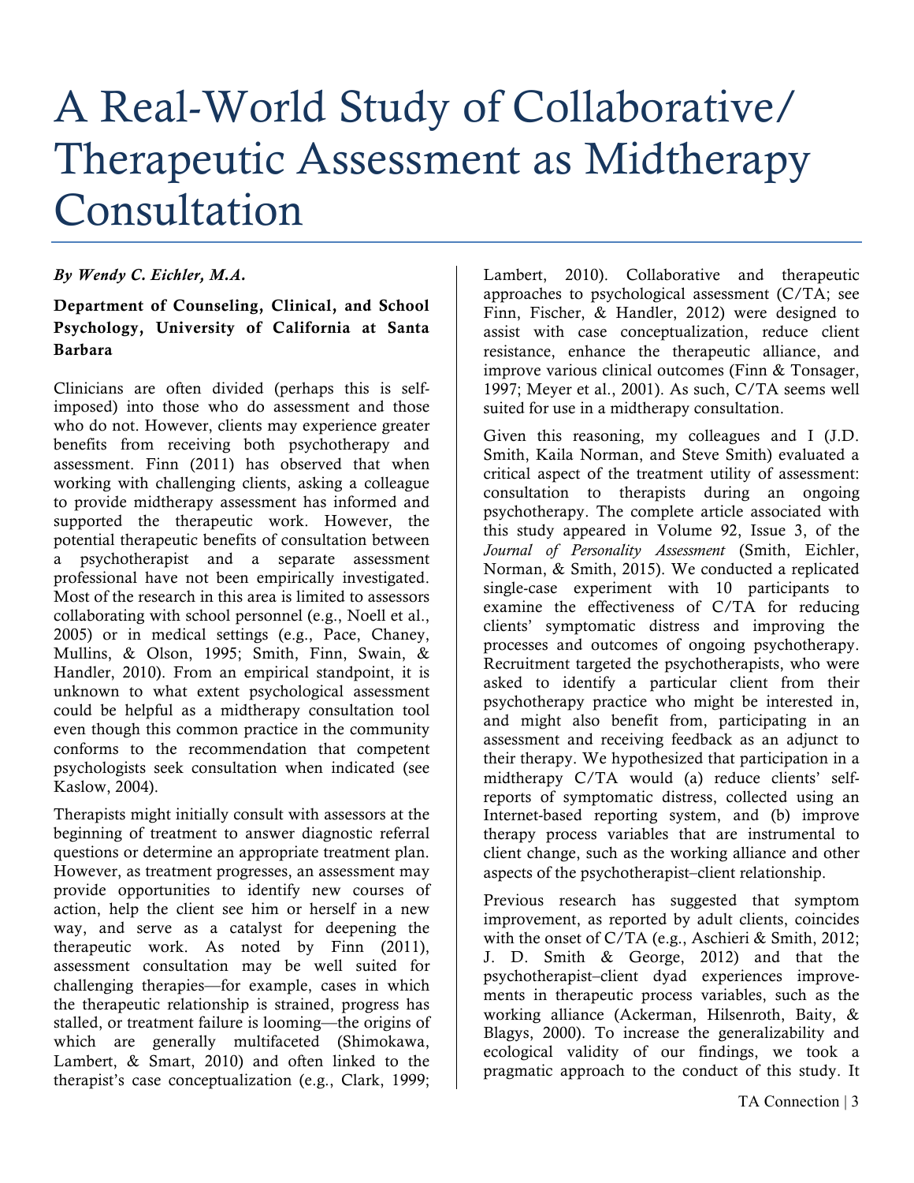# A Real-World Study of Collaborative/ Therapeutic Assessment as Midtherapy Consultation

***By Wendy C. Eichler, M.A.***

**Department of Counseling, Clinical, and School Psychology, University of California at Santa Barbara**

Clinicians are often divided (perhaps this is self-imposed) into those who do assessment and those who do not. However, clients may experience greater benefits from receiving both psychotherapy and assessment. Finn (2011) has observed that when working with challenging clients, asking a colleague to provide midtherapy assessment has informed and supported the therapeutic work. However, the potential therapeutic benefits of consultation between a psychotherapist and a separate assessment professional have not been empirically investigated. Most of the research in this area is limited to assessors collaborating with school personnel (e.g., Noell et al., 2005) or in medical settings (e.g., Pace, Chaney, Mullins, & Olson, 1995; Smith, Finn, Swain, & Handler, 2010). From an empirical standpoint, it is unknown to what extent psychological assessment could be helpful as a midtherapy consultation tool even though this common practice in the community conforms to the recommendation that competent psychologists seek consultation when indicated (see Kaslow, 2004).

Therapists might initially consult with assessors at the beginning of treatment to answer diagnostic referral questions or determine an appropriate treatment plan. However, as treatment progresses, an assessment may provide opportunities to identify new courses of action, help the client see him or herself in a new way, and serve as a catalyst for deepening the therapeutic work. As noted by Finn (2011), assessment consultation may be well suited for challenging therapies—for example, cases in which the therapeutic relationship is strained, progress has stalled, or treatment failure is looming—the origins of which are generally multifaceted (Shimokawa, Lambert, & Smart, 2010) and often linked to the therapist's case conceptualization (e.g., Clark, 1999; Lambert, 2010). Collaborative and therapeutic approaches to psychological assessment (C/TA; see Finn, Fischer, & Handler, 2012) were designed to assist with case conceptualization, reduce client resistance, enhance the therapeutic alliance, and improve various clinical outcomes (Finn & Tonsager, 1997; Meyer et al., 2001). As such, C/TA seems well suited for use in a midtherapy consultation.

Given this reasoning, my colleagues and I (J.D. Smith, Kaila Norman, and Steve Smith) evaluated a critical aspect of the treatment utility of assessment: consultation to therapists during an ongoing psychotherapy. The complete article associated with this study appeared in Volume 92, Issue 3, of the *Journal of Personality Assessment* (Smith, Eichler, Norman, & Smith, 2015). We conducted a replicated single-case experiment with 10 participants to examine the effectiveness of C/TA for reducing clients' symptomatic distress and improving the processes and outcomes of ongoing psychotherapy. Recruitment targeted the psychotherapists, who were asked to identify a particular client from their psychotherapy practice who might be interested in, and might also benefit from, participating in an assessment and receiving feedback as an adjunct to their therapy. We hypothesized that participation in a midtherapy C/TA would (a) reduce clients' self-reports of symptomatic distress, collected using an Internet-based reporting system, and (b) improve therapy process variables that are instrumental to client change, such as the working alliance and other aspects of the psychotherapist–client relationship.

Previous research has suggested that symptom improvement, as reported by adult clients, coincides with the onset of C/TA (e.g., Aschieri & Smith, 2012; J. D. Smith & George, 2012) and that the psychotherapist–client dyad experiences improvements in therapeutic process variables, such as the working alliance (Ackerman, Hilsenroth, Baity, & Blagys, 2000). To increase the generalizability and ecological validity of our findings, we took a pragmatic approach to the conduct of this study. It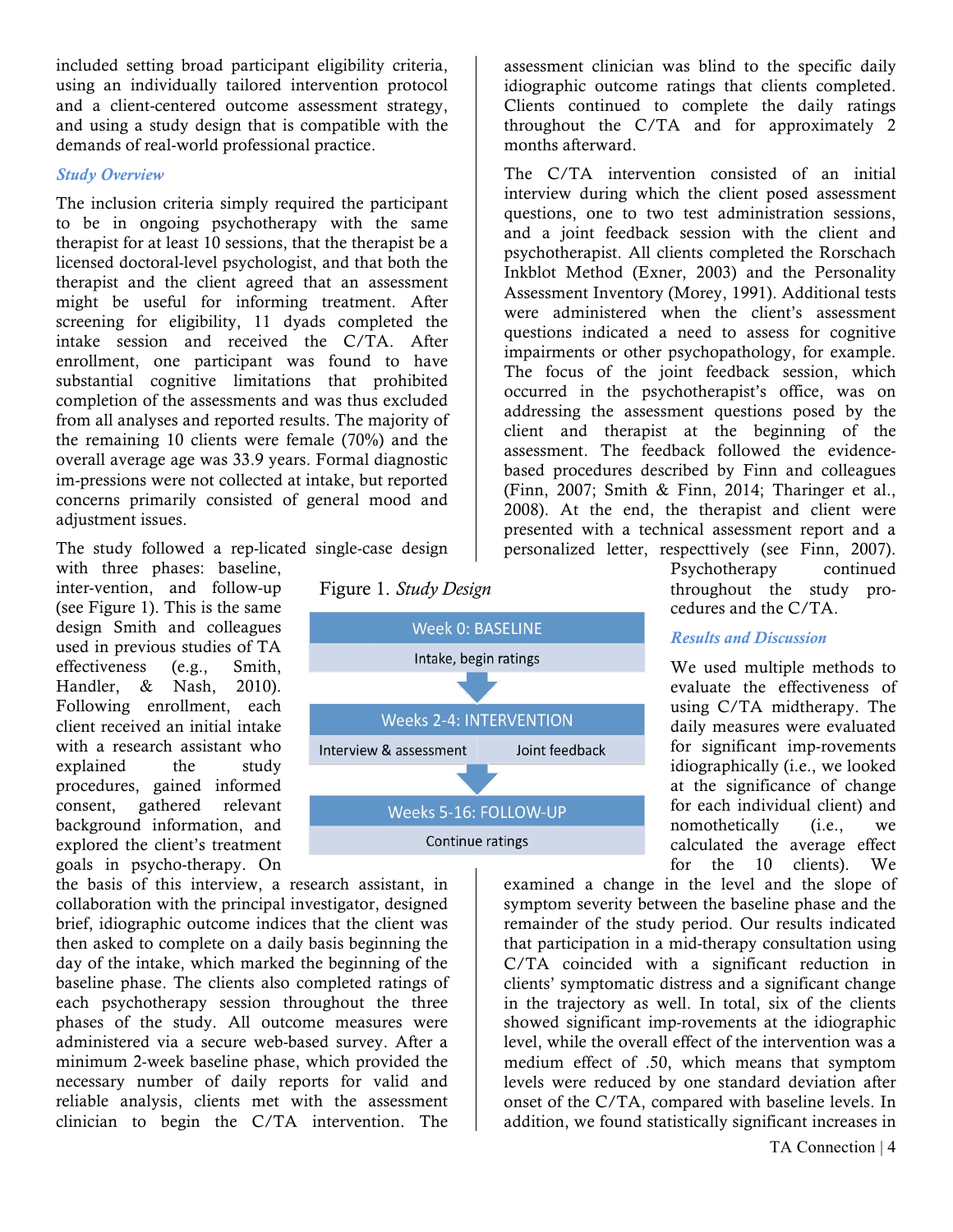included setting broad participant eligibility criteria, using an individually tailored intervention protocol and a client-centered outcome assessment strategy, and using a study design that is compatible with the demands of real-world professional practice.

### *Study Overview*

The inclusion criteria simply required the participant to be in ongoing psychotherapy with the same therapist for at least 10 sessions, that the therapist be a licensed doctoral-level psychologist, and that both the therapist and the client agreed that an assessment might be useful for informing treatment. After screening for eligibility, 11 dyads completed the intake session and received the C/TA. After enrollment, one participant was found to have substantial cognitive limitations that prohibited completion of the assessments and was thus excluded from all analyses and reported results. The majority of the remaining 10 clients were female (70%) and the overall average age was 33.9 years. Formal diagnostic im-pressions were not collected at intake, but reported concerns primarily consisted of general mood and adjustment issues.

The study followed a rep-licated single-case design with three phases: baseline, inter-vention, and follow-up (see Figure 1). This is the same design Smith and colleagues used in previous studies of TA effectiveness (e.g., Smith, Handler, & Nash, 2010). Following enrollment, each client received an initial intake with a research assistant who explained the study procedures, gained informed consent, gathered relevant background information, and explored the client's treatment goals in psycho-therapy. On the basis of this interview, a research assistant, in collaboration with the principal investigator, designed brief, idiographic outcome indices that the client was then asked to complete on a daily basis beginning the day of the intake, which marked the beginning of the baseline phase. The clients also completed ratings of each psychotherapy session throughout the three phases of the study. All outcome measures were administered via a secure web-based survey. After a minimum 2-week baseline phase, which provided the necessary number of daily reports for valid and reliable analysis, clients met with the assessment clinician to begin the C/TA intervention. The assessment clinician was blind to the specific daily idiographic outcome ratings that clients completed. Clients continued to complete the daily ratings throughout the C/TA and for approximately 2 months afterward.

Figure 1. *Study Design*

| Week 0: BASELINE | |
|---|---|
| Intake, begin ratings | |
| **Weeks 2-4: INTERVENTION** | |
| Interview & assessment | Joint feedback |
| **Weeks 5-16: FOLLOW-UP** | |
| Continue ratings | |

The C/TA intervention consisted of an initial interview during which the client posed assessment questions, one to two test administration sessions, and a joint feedback session with the client and psychotherapist. All clients completed the Rorschach Inkblot Method (Exner, 2003) and the Personality Assessment Inventory (Morey, 1991). Additional tests were administered when the client's assessment questions indicated a need to assess for cognitive impairments or other psychopathology, for example. The focus of the joint feedback session, which occurred in the psychotherapist's office, was on addressing the assessment questions posed by the client and therapist at the beginning of the assessment. The feedback followed the evidence-based procedures described by Finn and colleagues (Finn, 2007; Smith & Finn, 2014; Tharinger et al., 2008). At the end, the therapist and client were presented with a technical assessment report and a personalized letter, respecttively (see Finn, 2007). Psychotherapy continued throughout the study pro-cedures and the C/TA.

### *Results and Discussion*

We used multiple methods to evaluate the effectiveness of using C/TA midtherapy. The daily measures were evaluated for significant imp-rovements idiographically (i.e., we looked at the significance of change for each individual client) and nomothetically (i.e., we calculated the average effect for the 10 clients). We examined a change in the level and the slope of symptom severity between the baseline phase and the remainder of the study period. Our results indicated that participation in a mid-therapy consultation using C/TA coincided with a significant reduction in clients' symptomatic distress and a significant change in the trajectory as well. In total, six of the clients showed significant imp-rovements at the idiographic level, while the overall effect of the intervention was a medium effect of .50, which means that symptom levels were reduced by one standard deviation after onset of the C/TA, compared with baseline levels. In addition, we found statistically significant increases in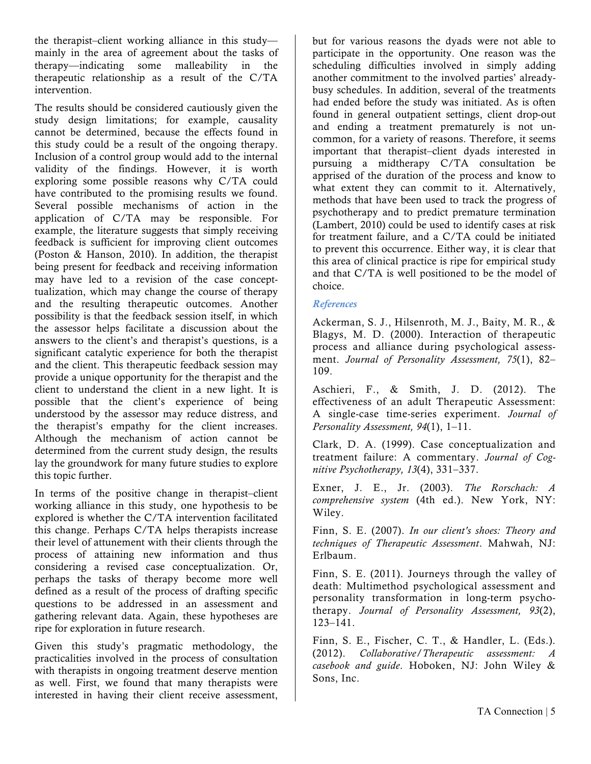the therapist–client working alliance in this study—mainly in the area of agreement about the tasks of therapy—indicating some malleability in the therapeutic relationship as a result of the C/TA intervention.

The results should be considered cautiously given the study design limitations; for example, causality cannot be determined, because the effects found in this study could be a result of the ongoing therapy. Inclusion of a control group would add to the internal validity of the findings. However, it is worth exploring some possible reasons why C/TA could have contributed to the promising results we found. Several possible mechanisms of action in the application of C/TA may be responsible. For example, the literature suggests that simply receiving feedback is sufficient for improving client outcomes (Poston & Hanson, 2010). In addition, the therapist being present for feedback and receiving information may have led to a revision of the case concept-tualization, which may change the course of therapy and the resulting therapeutic outcomes. Another possibility is that the feedback session itself, in which the assessor helps facilitate a discussion about the answers to the client's and therapist's questions, is a significant catalytic experience for both the therapist and the client. This therapeutic feedback session may provide a unique opportunity for the therapist and the client to understand the client in a new light. It is possible that the client's experience of being understood by the assessor may reduce distress, and the therapist's empathy for the client increases. Although the mechanism of action cannot be determined from the current study design, the results lay the groundwork for many future studies to explore this topic further.

In terms of the positive change in therapist–client working alliance in this study, one hypothesis to be explored is whether the C/TA intervention facilitated this change. Perhaps C/TA helps therapists increase their level of attunement with their clients through the process of attaining new information and thus considering a revised case conceptualization. Or, perhaps the tasks of therapy become more well defined as a result of the process of drafting specific questions to be addressed in an assessment and gathering relevant data. Again, these hypotheses are ripe for exploration in future research.

Given this study's pragmatic methodology, the practicalities involved in the process of consultation with therapists in ongoing treatment deserve mention as well. First, we found that many therapists were interested in having their client receive assessment, but for various reasons the dyads were not able to participate in the opportunity. One reason was the scheduling difficulties involved in simply adding another commitment to the involved parties' already-busy schedules. In addition, several of the treatments had ended before the study was initiated. As is often found in general outpatient settings, client drop-out and ending a treatment prematurely is not uncommon, for a variety of reasons. Therefore, it seems important that therapist–client dyads interested in pursuing a midtherapy C/TA consultation be apprised of the duration of the process and know to what extent they can commit to it. Alternatively, methods that have been used to track the progress of psychotherapy and to predict premature termination (Lambert, 2010) could be used to identify cases at risk for treatment failure, and a C/TA could be initiated to prevent this occurrence. Either way, it is clear that this area of clinical practice is ripe for empirical study and that C/TA is well positioned to be the model of choice.

### References

Ackerman, S. J., Hilsenroth, M. J., Baity, M. R., & Blagys, M. D. (2000). Interaction of therapeutic process and alliance during psychological assessment. *Journal of Personality Assessment, 75*(1), 82–109.

Aschieri, F., & Smith, J. D. (2012). The effectiveness of an adult Therapeutic Assessment: A single-case time-series experiment. *Journal of Personality Assessment, 94*(1), 1–11.

Clark, D. A. (1999). Case conceptualization and treatment failure: A commentary. *Journal of Cognitive Psychotherapy, 13*(4), 331–337.

Exner, J. E., Jr. (2003). *The Rorschach: A comprehensive system* (4th ed.). New York, NY: Wiley.

Finn, S. E. (2007). *In our client's shoes: Theory and techniques of Therapeutic Assessment*. Mahwah, NJ: Erlbaum.

Finn, S. E. (2011). Journeys through the valley of death: Multimethod psychological assessment and personality transformation in long-term psychotherapy. *Journal of Personality Assessment, 93*(2), 123–141.

Finn, S. E., Fischer, C. T., & Handler, L. (Eds.). (2012). *Collaborative/Therapeutic assessment: A casebook and guide*. Hoboken, NJ: John Wiley & Sons, Inc.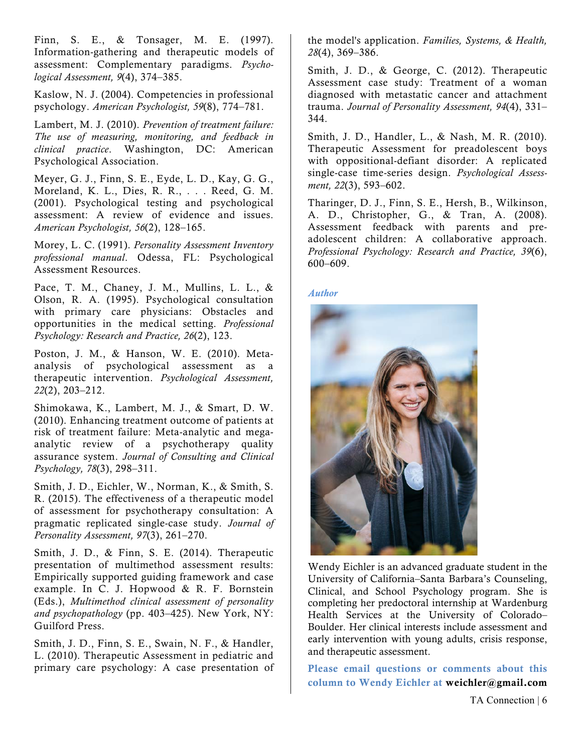Finn, S. E., & Tonsager, M. E. (1997). Information-gathering and therapeutic models of assessment: Complementary paradigms. *Psychological Assessment, 9*(4), 374–385.

Kaslow, N. J. (2004). Competencies in professional psychology. *American Psychologist, 59*(8), 774–781.

Lambert, M. J. (2010). *Prevention of treatment failure: The use of measuring, monitoring, and feedback in clinical practice*. Washington, DC: American Psychological Association.

Meyer, G. J., Finn, S. E., Eyde, L. D., Kay, G. G., Moreland, K. L., Dies, R. R., . . . Reed, G. M. (2001). Psychological testing and psychological assessment: A review of evidence and issues. *American Psychologist, 56*(2), 128–165.

Morey, L. C. (1991). *Personality Assessment Inventory professional manual*. Odessa, FL: Psychological Assessment Resources.

Pace, T. M., Chaney, J. M., Mullins, L. L., & Olson, R. A. (1995). Psychological consultation with primary care physicians: Obstacles and opportunities in the medical setting. *Professional Psychology: Research and Practice, 26*(2), 123.

Poston, J. M., & Hanson, W. E. (2010). Meta-analysis of psychological assessment as a therapeutic intervention. *Psychological Assessment, 22*(2), 203–212.

Shimokawa, K., Lambert, M. J., & Smart, D. W. (2010). Enhancing treatment outcome of patients at risk of treatment failure: Meta-analytic and mega-analytic review of a psychotherapy quality assurance system. *Journal of Consulting and Clinical Psychology, 78*(3), 298–311.

Smith, J. D., Eichler, W., Norman, K., & Smith, S. R. (2015). The effectiveness of a therapeutic model of assessment for psychotherapy consultation: A pragmatic replicated single-case study. *Journal of Personality Assessment, 97*(3), 261–270.

Smith, J. D., & Finn, S. E. (2014). Therapeutic presentation of multimethod assessment results: Empirically supported guiding framework and case example. In C. J. Hopwood & R. F. Bornstein (Eds.), *Multimethod clinical assessment of personality and psychopathology* (pp. 403–425). New York, NY: Guilford Press.

Smith, J. D., Finn, S. E., Swain, N. F., & Handler, L. (2010). Therapeutic Assessment in pediatric and primary care psychology: A case presentation of the model's application. *Families, Systems, & Health, 28*(4), 369–386.

Smith, J. D., & George, C. (2012). Therapeutic Assessment case study: Treatment of a woman diagnosed with metastatic cancer and attachment trauma. *Journal of Personality Assessment, 94*(4), 331–344.

Smith, J. D., Handler, L., & Nash, M. R. (2010). Therapeutic Assessment for preadolescent boys with oppositional-defiant disorder: A replicated single-case time-series design. *Psychological Assessment, 22*(3), 593–602.

Tharinger, D. J., Finn, S. E., Hersh, B., Wilkinson, A. D., Christopher, G., & Tran, A. (2008). Assessment feedback with parents and preadolescent children: A collaborative approach. *Professional Psychology: Research and Practice, 39*(6), 600–609.

### *Author*

Wendy Eichler is an advanced graduate student in the University of California–Santa Barbara's Counseling, Clinical, and School Psychology program. She is completing her predoctoral internship at Wardenburg Health Services at the University of Colorado–Boulder. Her clinical interests include assessment and early intervention with young adults, crisis response, and therapeutic assessment.

**Please email questions or comments about this column to Wendy Eichler at weichler@gmail.com**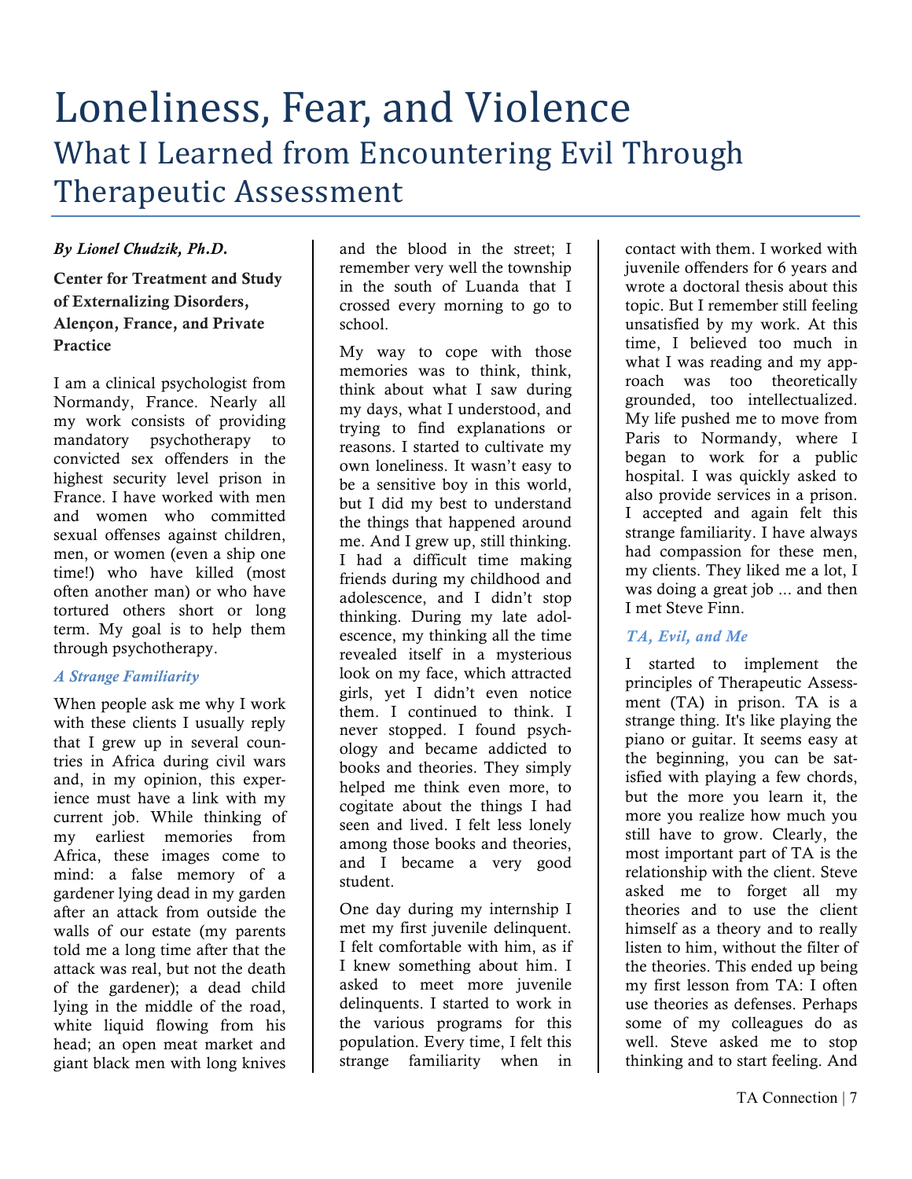# Loneliness, Fear, and Violence

## What I Learned from Encountering Evil Through Therapeutic Assessment

***By Lionel Chudzik, Ph.D.***

**Center for Treatment and Study of Externalizing Disorders, Alençon, France, and Private Practice**

I am a clinical psychologist from Normandy, France. Nearly all my work consists of providing mandatory psychotherapy to convicted sex offenders in the highest security level prison in France. I have worked with men and women who committed sexual offenses against children, men, or women (even a ship one time!) who have killed (most often another man) or who have tortured others short or long term. My goal is to help them through psychotherapy.

### *A Strange Familiarity*

When people ask me why I work with these clients I usually reply that I grew up in several countries in Africa during civil wars and, in my opinion, this experience must have a link with my current job. While thinking of my earliest memories from Africa, these images come to mind: a false memory of a gardener lying dead in my garden after an attack from outside the walls of our estate (my parents told me a long time after that the attack was real, but not the death of the gardener); a dead child lying in the middle of the road, white liquid flowing from his head; an open meat market and giant black men with long knives and the blood in the street; I remember very well the township in the south of Luanda that I crossed every morning to go to school.

My way to cope with those memories was to think, think, think about what I saw during my days, what I understood, and trying to find explanations or reasons. I started to cultivate my own loneliness. It wasn't easy to be a sensitive boy in this world, but I did my best to understand the things that happened around me. And I grew up, still thinking. I had a difficult time making friends during my childhood and adolescence, and I didn't stop thinking. During my late adolescence, my thinking all the time revealed itself in a mysterious look on my face, which attracted girls, yet I didn't even notice them. I continued to think. I never stopped. I found psychology and became addicted to books and theories. They simply helped me think even more, to cogitate about the things I had seen and lived. I felt less lonely among those books and theories, and I became a very good student.

One day during my internship I met my first juvenile delinquent. I felt comfortable with him, as if I knew something about him. I asked to meet more juvenile delinquents. I started to work in the various programs for this population. Every time, I felt this strange familiarity when in contact with them. I worked with juvenile offenders for 6 years and wrote a doctoral thesis about this topic. But I remember still feeling unsatisfied by my work. At this time, I believed too much in what I was reading and my approach was too theoretically grounded, too intellectualized. My life pushed me to move from Paris to Normandy, where I began to work for a public hospital. I was quickly asked to also provide services in a prison. I accepted and again felt this strange familiarity. I have always had compassion for these men, my clients. They liked me a lot, I was doing a great job ... and then I met Steve Finn.

### *TA, Evil, and Me*

I started to implement the principles of Therapeutic Assessment (TA) in prison. TA is a strange thing. It's like playing the piano or guitar. It seems easy at the beginning, you can be satisfied with playing a few chords, but the more you learn it, the more you realize how much you still have to grow. Clearly, the most important part of TA is the relationship with the client. Steve asked me to forget all my theories and to use the client himself as a theory and to really listen to him, without the filter of the theories. This ended up being my first lesson from TA: I often use theories as defenses. Perhaps some of my colleagues do as well. Steve asked me to stop thinking and to start feeling. And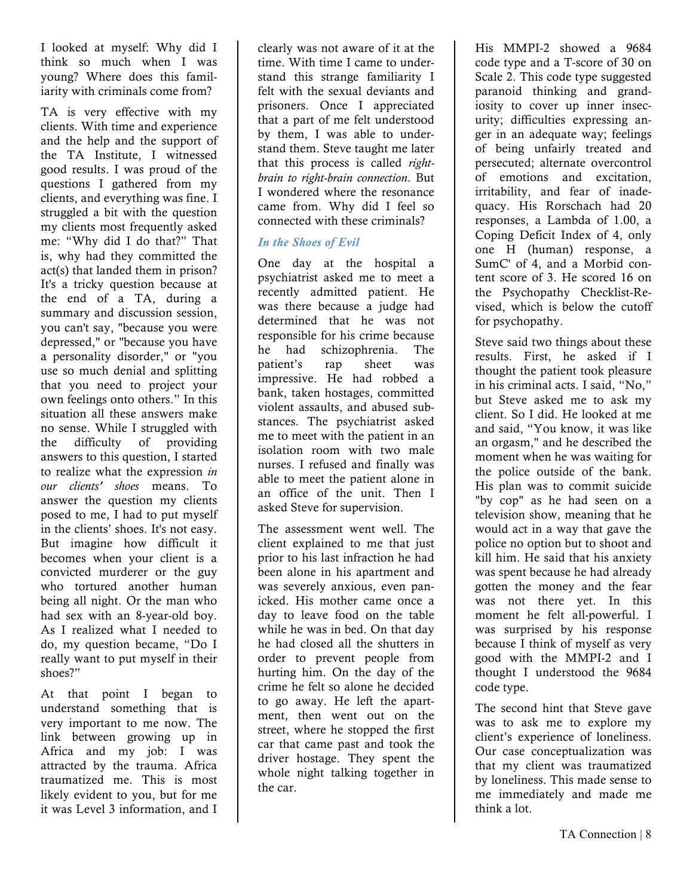I looked at myself: Why did I think so much when I was young? Where does this familiarity with criminals come from?

TA is very effective with my clients. With time and experience and the help and the support of the TA Institute, I witnessed good results. I was proud of the questions I gathered from my clients, and everything was fine. I struggled a bit with the question my clients most frequently asked me: "Why did I do that?" That is, why had they committed the act(s) that landed them in prison? It's a tricky question because at the end of a TA, during a summary and discussion session, you can't say, "because you were depressed," or "because you have a personality disorder," or "you use so much denial and splitting that you need to project your own feelings onto others." In this situation all these answers make no sense. While I struggled with the difficulty of providing answers to this question, I started to realize what the expression *in our clients' shoes* means. To answer the question my clients posed to me, I had to put myself in the clients' shoes. It's not easy. But imagine how difficult it becomes when your client is a convicted murderer or the guy who tortured another human being all night. Or the man who had sex with an 8-year-old boy. As I realized what I needed to do, my question became, "Do I really want to put myself in their shoes?"

At that point I began to understand something that is very important to me now. The link between growing up in Africa and my job: I was attracted by the trauma. Africa traumatized me. This is most likely evident to you, but for me it was Level 3 information, and I clearly was not aware of it at the time. With time I came to understand this strange familiarity I felt with the sexual deviants and prisoners. Once I appreciated that a part of me felt understood by them, I was able to understand them. Steve taught me later that this process is called *right-brain to right-brain connection*. But I wondered where the resonance came from. Why did I feel so connected with these criminals?

### *In the Shoes of Evil*

One day at the hospital a psychiatrist asked me to meet a recently admitted patient. He was there because a judge had determined that he was not responsible for his crime because he had schizophrenia. The patient's rap sheet was impressive. He had robbed a bank, taken hostages, committed violent assaults, and abused substances. The psychiatrist asked me to meet with the patient in an isolation room with two male nurses. I refused and finally was able to meet the patient alone in an office of the unit. Then I asked Steve for supervision.

The assessment went well. The client explained to me that just prior to his last infraction he had been alone in his apartment and was severely anxious, even panicked. His mother came once a day to leave food on the table while he was in bed. On that day he had closed all the shutters in order to prevent people from hurting him. On the day of the crime he felt so alone he decided to go away. He left the apartment, then went out on the street, where he stopped the first car that came past and took the driver hostage. They spent the whole night talking together in the car.

His MMPI-2 showed a 9684 code type and a T-score of 30 on Scale 2. This code type suggested paranoid thinking and grandiosity to cover up inner insecurity; difficulties expressing anger in an adequate way; feelings of being unfairly treated and persecuted; alternate overcontrol of emotions and excitation, irritability, and fear of inadequacy. His Rorschach had 20 responses, a Lambda of 1.00, a Coping Deficit Index of 4, only one H (human) response, a SumC' of 4, and a Morbid content score of 3. He scored 16 on the Psychopathy Checklist-Revised, which is below the cutoff for psychopathy.

Steve said two things about these results. First, he asked if I thought the patient took pleasure in his criminal acts. I said, "No," but Steve asked me to ask my client. So I did. He looked at me and said, "You know, it was like an orgasm," and he described the moment when he was waiting for the police outside of the bank. His plan was to commit suicide "by cop" as he had seen on a television show, meaning that he would act in a way that gave the police no option but to shoot and kill him. He said that his anxiety was spent because he had already gotten the money and the fear was not there yet. In this moment he felt all-powerful. I was surprised by his response because I think of myself as very good with the MMPI-2 and I thought I understood the 9684 code type.

The second hint that Steve gave was to ask me to explore my client's experience of loneliness. Our case conceptualization was that my client was traumatized by loneliness. This made sense to me immediately and made me think a lot.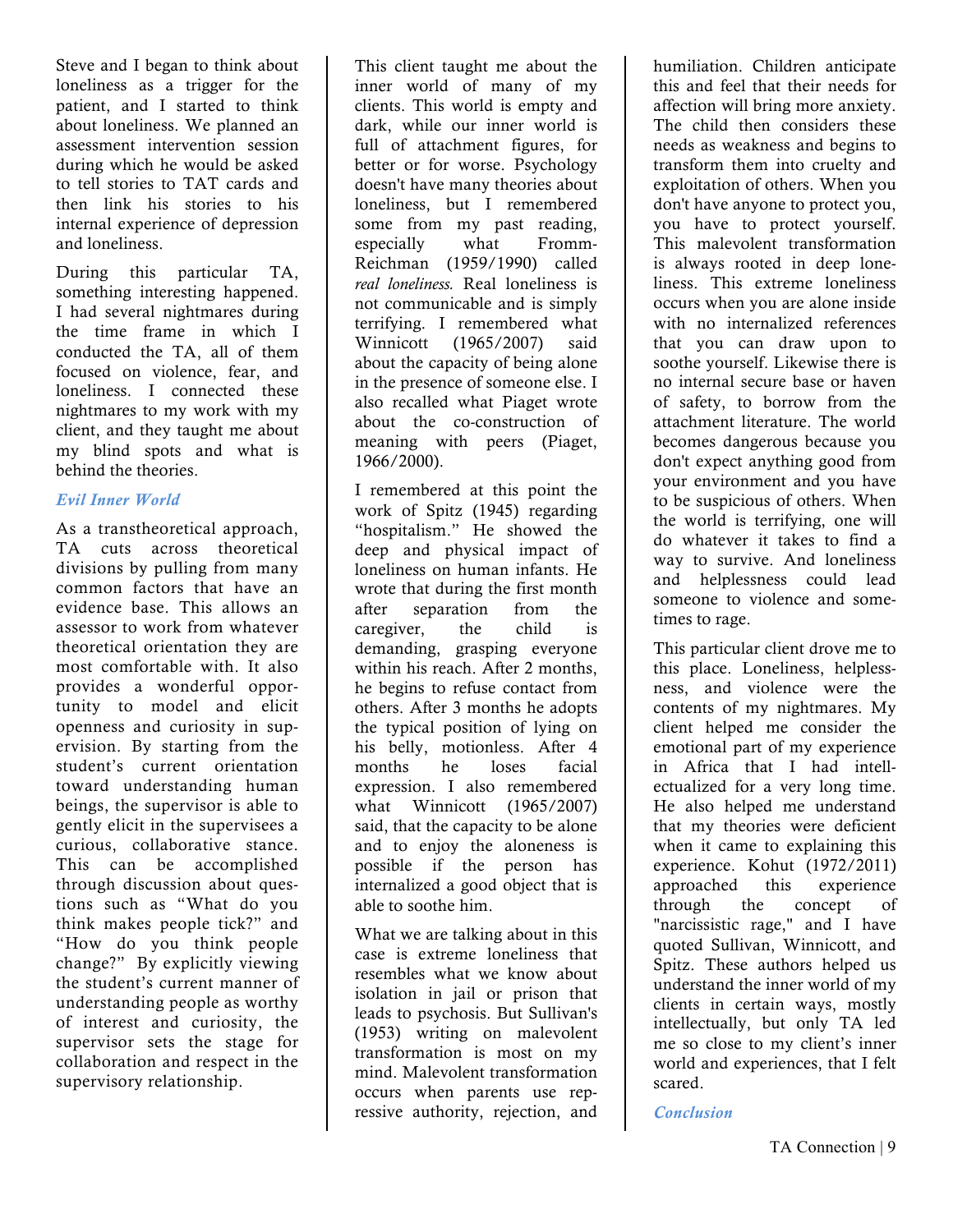Steve and I began to think about loneliness as a trigger for the patient, and I started to think about loneliness. We planned an assessment intervention session during which he would be asked to tell stories to TAT cards and then link his stories to his internal experience of depression and loneliness.

During this particular TA, something interesting happened. I had several nightmares during the time frame in which I conducted the TA, all of them focused on violence, fear, and loneliness. I connected these nightmares to my work with my client, and they taught me about my blind spots and what is behind the theories.

### *Evil Inner World*

As a transtheoretical approach, TA cuts across theoretical divisions by pulling from many common factors that have an evidence base. This allows an assessor to work from whatever theoretical orientation they are most comfortable with. It also provides a wonderful opportunity to model and elicit openness and curiosity in supervision. By starting from the student's current orientation toward understanding human beings, the supervisor is able to gently elicit in the supervisees a curious, collaborative stance. This can be accomplished through discussion about questions such as "What do you think makes people tick?" and "How do you think people change?" By explicitly viewing the student's current manner of understanding people as worthy of interest and curiosity, the supervisor sets the stage for collaboration and respect in the supervisory relationship.

This client taught me about the inner world of many of my clients. This world is empty and dark, while our inner world is full of attachment figures, for better or for worse. Psychology doesn't have many theories about loneliness, but I remembered some from my past reading, especially what Fromm-Reichman (1959/1990) called *real loneliness.* Real loneliness is not communicable and is simply terrifying. I remembered what Winnicott (1965/2007) said about the capacity of being alone in the presence of someone else. I also recalled what Piaget wrote about the co-construction of meaning with peers (Piaget, 1966/2000).

I remembered at this point the work of Spitz (1945) regarding "hospitalism." He showed the deep and physical impact of loneliness on human infants. He wrote that during the first month after separation from the caregiver, the child is demanding, grasping everyone within his reach. After 2 months, he begins to refuse contact from others. After 3 months he adopts the typical position of lying on his belly, motionless. After 4 months he loses facial expression. I also remembered what Winnicott (1965/2007) said, that the capacity to be alone and to enjoy the aloneness is possible if the person has internalized a good object that is able to soothe him.

What we are talking about in this case is extreme loneliness that resembles what we know about isolation in jail or prison that leads to psychosis. But Sullivan's (1953) writing on malevolent transformation is most on my mind. Malevolent transformation occurs when parents use repressive authority, rejection, and humiliation. Children anticipate this and feel that their needs for affection will bring more anxiety. The child then considers these needs as weakness and begins to transform them into cruelty and exploitation of others. When you don't have anyone to protect you, you have to protect yourself. This malevolent transformation is always rooted in deep loneliness. This extreme loneliness occurs when you are alone inside with no internalized references that you can draw upon to soothe yourself. Likewise there is no internal secure base or haven of safety, to borrow from the attachment literature. The world becomes dangerous because you don't expect anything good from your environment and you have to be suspicious of others. When the world is terrifying, one will do whatever it takes to find a way to survive. And loneliness and helplessness could lead someone to violence and sometimes to rage.

This particular client drove me to this place. Loneliness, helplessness, and violence were the contents of my nightmares. My client helped me consider the emotional part of my experience in Africa that I had intellectualized for a very long time. He also helped me understand that my theories were deficient when it came to explaining this experience. Kohut (1972/2011) approached this experience through the concept of "narcissistic rage," and I have quoted Sullivan, Winnicott, and Spitz. These authors helped us understand the inner world of my clients in certain ways, mostly intellectually, but only TA led me so close to my client's inner world and experiences, that I felt scared.

### *Conclusion*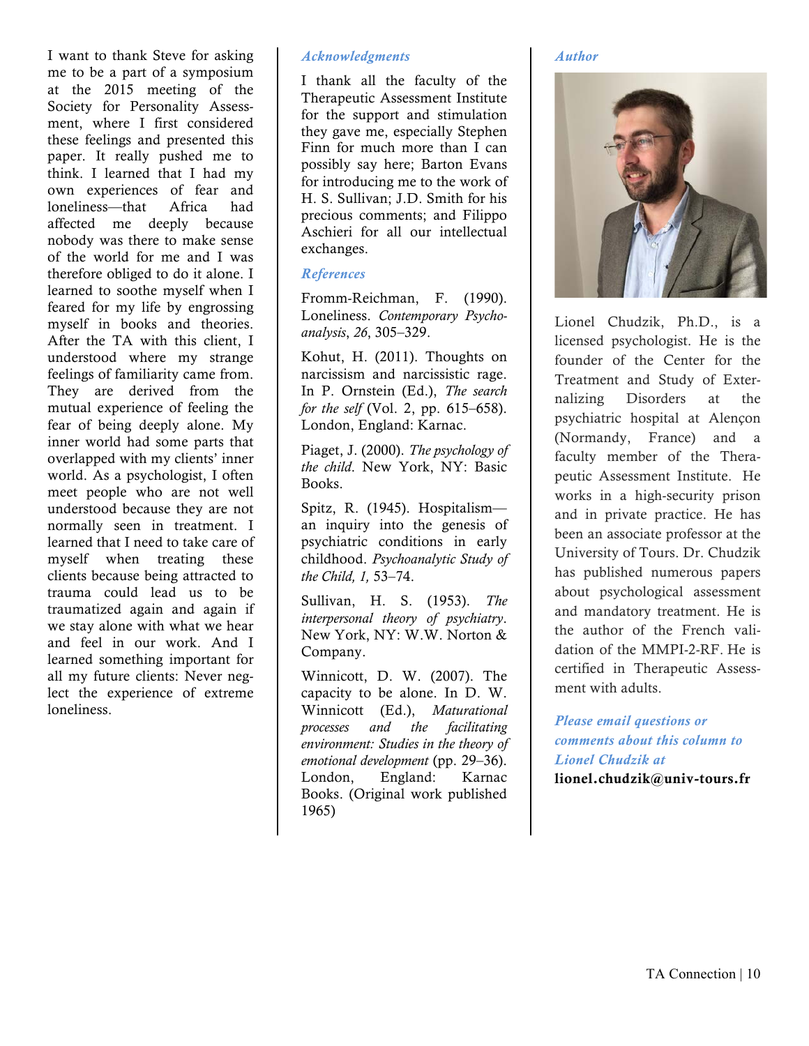I want to thank Steve for asking me to be a part of a symposium at the 2015 meeting of the Society for Personality Assessment, where I first considered these feelings and presented this paper. It really pushed me to think. I learned that I had my own experiences of fear and loneliness—that Africa had affected me deeply because nobody was there to make sense of the world for me and I was therefore obliged to do it alone. I learned to soothe myself when I feared for my life by engrossing myself in books and theories. After the TA with this client, I understood where my strange feelings of familiarity came from. They are derived from the mutual experience of feeling the fear of being deeply alone. My inner world had some parts that overlapped with my clients' inner world. As a psychologist, I often meet people who are not well understood because they are not normally seen in treatment. I learned that I need to take care of myself when treating these clients because being attracted to trauma could lead us to be traumatized again and again if we stay alone with what we hear and feel in our work. And I learned something important for all my future clients: Never neglect the experience of extreme loneliness.

### *Acknowledgments*

I thank all the faculty of the Therapeutic Assessment Institute for the support and stimulation they gave me, especially Stephen Finn for much more than I can possibly say here; Barton Evans for introducing me to the work of H. S. Sullivan; J.D. Smith for his precious comments; and Filippo Aschieri for all our intellectual exchanges.

### *References*

Fromm-Reichman, F. (1990). Loneliness. *Contemporary Psychoanalysis*, *26*, 305–329.

Kohut, H. (2011). Thoughts on narcissism and narcissistic rage. In P. Ornstein (Ed.), *The search for the self* (Vol. 2, pp. 615–658). London, England: Karnac.

Piaget, J. (2000). *The psychology of the child*. New York, NY: Basic Books.

Spitz, R. (1945). Hospitalism—an inquiry into the genesis of psychiatric conditions in early childhood. *Psychoanalytic Study of the Child, 1,* 53–74.

Sullivan, H. S. (1953). *The interpersonal theory of psychiatry*. New York, NY: W.W. Norton & Company.

Winnicott, D. W. (2007). The capacity to be alone. In D. W. Winnicott (Ed.), *Maturational processes and the facilitating environment: Studies in the theory of emotional development* (pp. 29–36). London, England: Karnac Books. (Original work published 1965)

### *Author*

Lionel Chudzik, Ph.D., is a licensed psychologist. He is the founder of the Center for the Treatment and Study of Externalizing Disorders at the psychiatric hospital at Alençon (Normandy, France) and a faculty member of the Therapeutic Assessment Institute. He works in a high-security prison and in private practice. He has been an associate professor at the University of Tours. Dr. Chudzik has published numerous papers about psychological assessment and mandatory treatment. He is the author of the French validation of the MMPI-2-RF. He is certified in Therapeutic Assessment with adults.

***Please email questions or comments about this column to Lionel Chudzik at***
**lionel.chudzik@univ-tours.fr**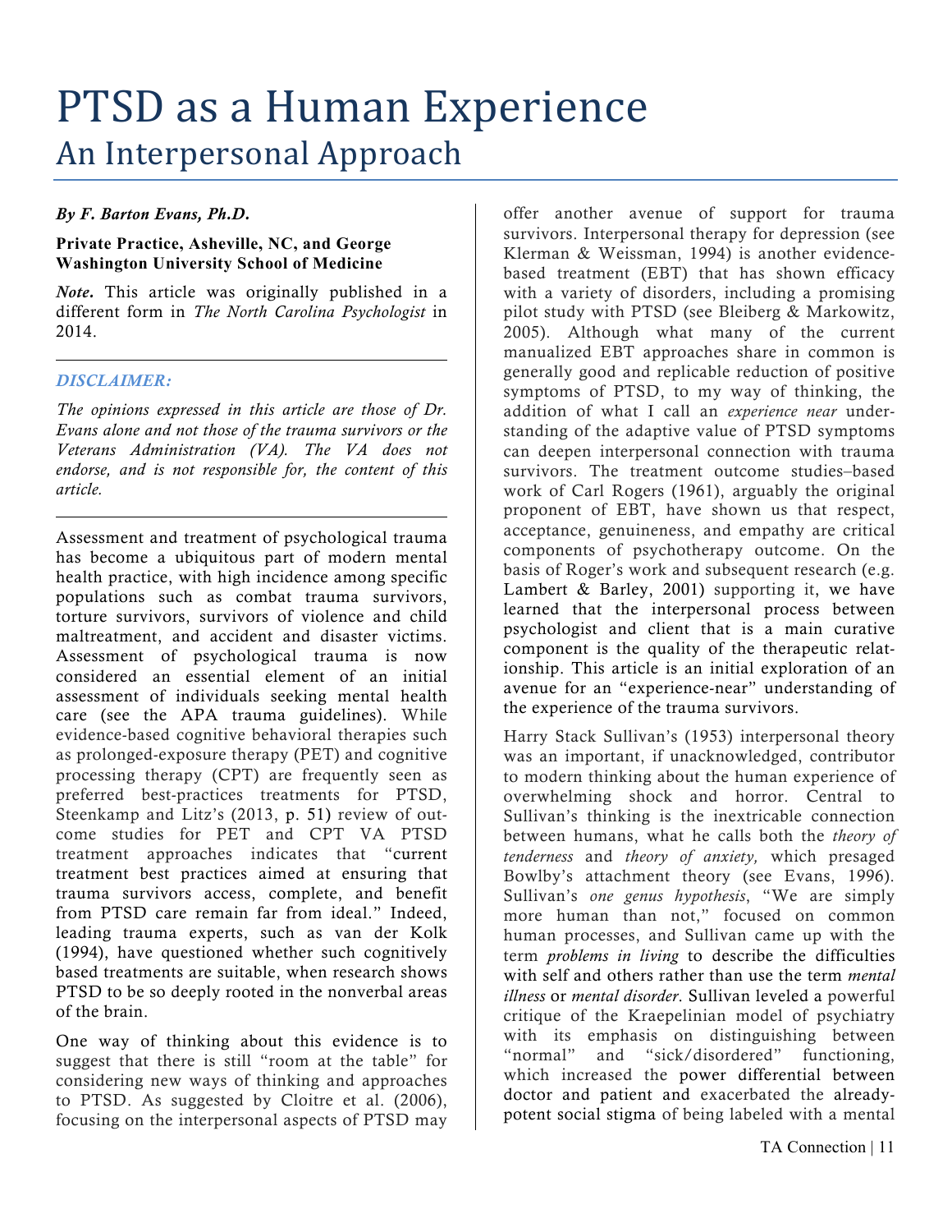# PTSD as a Human Experience

## An Interpersonal Approach

***By F. Barton Evans, Ph.D.***

**Private Practice, Asheville, NC, and George Washington University School of Medicine**

***Note.*** This article was originally published in a different form in *The North Carolina Psychologist* in 2014.

---

***DISCLAIMER:***

*The opinions expressed in this article are those of Dr. Evans alone and not those of the trauma survivors or the Veterans Administration (VA). The VA does not endorse, and is not responsible for, the content of this article.*

---

Assessment and treatment of psychological trauma has become a ubiquitous part of modern mental health practice, with high incidence among specific populations such as combat trauma survivors, torture survivors, survivors of violence and child maltreatment, and accident and disaster victims. Assessment of psychological trauma is now considered an essential element of an initial assessment of individuals seeking mental health care (see the APA trauma guidelines). While evidence-based cognitive behavioral therapies such as prolonged-exposure therapy (PET) and cognitive processing therapy (CPT) are frequently seen as preferred best-practices treatments for PTSD, Steenkamp and Litz's (2013, p. 51) review of outcome studies for PET and CPT VA PTSD treatment approaches indicates that "current treatment best practices aimed at ensuring that trauma survivors access, complete, and benefit from PTSD care remain far from ideal." Indeed, leading trauma experts, such as van der Kolk (1994), have questioned whether such cognitively based treatments are suitable, when research shows PTSD to be so deeply rooted in the nonverbal areas of the brain.

One way of thinking about this evidence is to suggest that there is still "room at the table" for considering new ways of thinking and approaches to PTSD. As suggested by Cloitre et al. (2006), focusing on the interpersonal aspects of PTSD may offer another avenue of support for trauma survivors. Interpersonal therapy for depression (see Klerman & Weissman, 1994) is another evidence-based treatment (EBT) that has shown efficacy with a variety of disorders, including a promising pilot study with PTSD (see Bleiberg & Markowitz, 2005). Although what many of the current manualized EBT approaches share in common is generally good and replicable reduction of positive symptoms of PTSD, to my way of thinking, the addition of what I call an *experience near* understanding of the adaptive value of PTSD symptoms can deepen interpersonal connection with trauma survivors. The treatment outcome studies–based work of Carl Rogers (1961), arguably the original proponent of EBT, have shown us that respect, acceptance, genuineness, and empathy are critical components of psychotherapy outcome. On the basis of Roger's work and subsequent research (e.g. Lambert & Barley, 2001) supporting it, we have learned that the interpersonal process between psychologist and client that is a main curative component is the quality of the therapeutic relationship. This article is an initial exploration of an avenue for an "experience-near" understanding of the experience of the trauma survivors.

Harry Stack Sullivan's (1953) interpersonal theory was an important, if unacknowledged, contributor to modern thinking about the human experience of overwhelming shock and horror. Central to Sullivan's thinking is the inextricable connection between humans, what he calls both the *theory of tenderness* and *theory of anxiety,* which presaged Bowlby's attachment theory (see Evans, 1996). Sullivan's *one genus hypothesis*, "We are simply more human than not," focused on common human processes, and Sullivan came up with the term *problems in living* to describe the difficulties with self and others rather than use the term *mental illness* or *mental disorder*. Sullivan leveled a powerful critique of the Kraepelinian model of psychiatry with its emphasis on distinguishing between "normal" and "sick/disordered" functioning, which increased the power differential between doctor and patient and exacerbated the already-potent social stigma of being labeled with a mental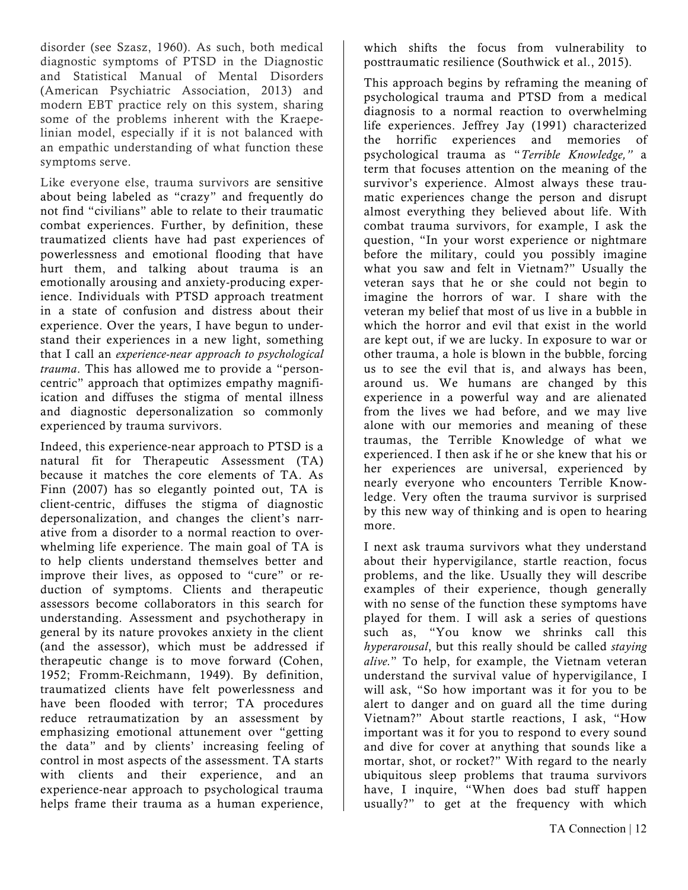disorder (see Szasz, 1960). As such, both medical diagnostic symptoms of PTSD in the Diagnostic and Statistical Manual of Mental Disorders (American Psychiatric Association, 2013) and modern EBT practice rely on this system, sharing some of the problems inherent with the Kraepelinian model, especially if it is not balanced with an empathic understanding of what function these symptoms serve.

Like everyone else, trauma survivors are sensitive about being labeled as "crazy" and frequently do not find "civilians" able to relate to their traumatic combat experiences. Further, by definition, these traumatized clients have had past experiences of powerlessness and emotional flooding that have hurt them, and talking about trauma is an emotionally arousing and anxiety-producing experience. Individuals with PTSD approach treatment in a state of confusion and distress about their experience. Over the years, I have begun to understand their experiences in a new light, something that I call an *experience-near approach to psychological trauma*. This has allowed me to provide a "person-centric" approach that optimizes empathy magnification and diffuses the stigma of mental illness and diagnostic depersonalization so commonly experienced by trauma survivors.

Indeed, this experience-near approach to PTSD is a natural fit for Therapeutic Assessment (TA) because it matches the core elements of TA. As Finn (2007) has so elegantly pointed out, TA is client-centric, diffuses the stigma of diagnostic depersonalization, and changes the client's narrative from a disorder to a normal reaction to overwhelming life experience. The main goal of TA is to help clients understand themselves better and improve their lives, as opposed to "cure" or reduction of symptoms. Clients and therapeutic assessors become collaborators in this search for understanding. Assessment and psychotherapy in general by its nature provokes anxiety in the client (and the assessor), which must be addressed if therapeutic change is to move forward (Cohen, 1952; Fromm-Reichmann, 1949). By definition, traumatized clients have felt powerlessness and have been flooded with terror; TA procedures reduce retraumatization by an assessment by emphasizing emotional attunement over "getting the data" and by clients' increasing feeling of control in most aspects of the assessment. TA starts with clients and their experience, and an experience-near approach to psychological trauma helps frame their trauma as a human experience, which shifts the focus from vulnerability to posttraumatic resilience (Southwick et al., 2015).

This approach begins by reframing the meaning of psychological trauma and PTSD from a medical diagnosis to a normal reaction to overwhelming life experiences. Jeffrey Jay (1991) characterized the horrific experiences and memories of psychological trauma as "*Terrible Knowledge,*" a term that focuses attention on the meaning of the survivor's experience. Almost always these traumatic experiences change the person and disrupt almost everything they believed about life. With combat trauma survivors, for example, I ask the question, "In your worst experience or nightmare before the military, could you possibly imagine what you saw and felt in Vietnam?" Usually the veteran says that he or she could not begin to imagine the horrors of war. I share with the veteran my belief that most of us live in a bubble in which the horror and evil that exist in the world are kept out, if we are lucky. In exposure to war or other trauma, a hole is blown in the bubble, forcing us to see the evil that is, and always has been, around us. We humans are changed by this experience in a powerful way and are alienated from the lives we had before, and we may live alone with our memories and meaning of these traumas, the Terrible Knowledge of what we experienced. I then ask if he or she knew that his or her experiences are universal, experienced by nearly everyone who encounters Terrible Knowledge. Very often the trauma survivor is surprised by this new way of thinking and is open to hearing more.

I next ask trauma survivors what they understand about their hypervigilance, startle reaction, focus problems, and the like. Usually they will describe examples of their experience, though generally with no sense of the function these symptoms have played for them. I will ask a series of questions such as, "You know we shrinks call this *hyperarousal*, but this really should be called *staying alive.*" To help, for example, the Vietnam veteran understand the survival value of hypervigilance, I will ask, "So how important was it for you to be alert to danger and on guard all the time during Vietnam?" About startle reactions, I ask, "How important was it for you to respond to every sound and dive for cover at anything that sounds like a mortar, shot, or rocket?" With regard to the nearly ubiquitous sleep problems that trauma survivors have, I inquire, "When does bad stuff happen usually?" to get at the frequency with which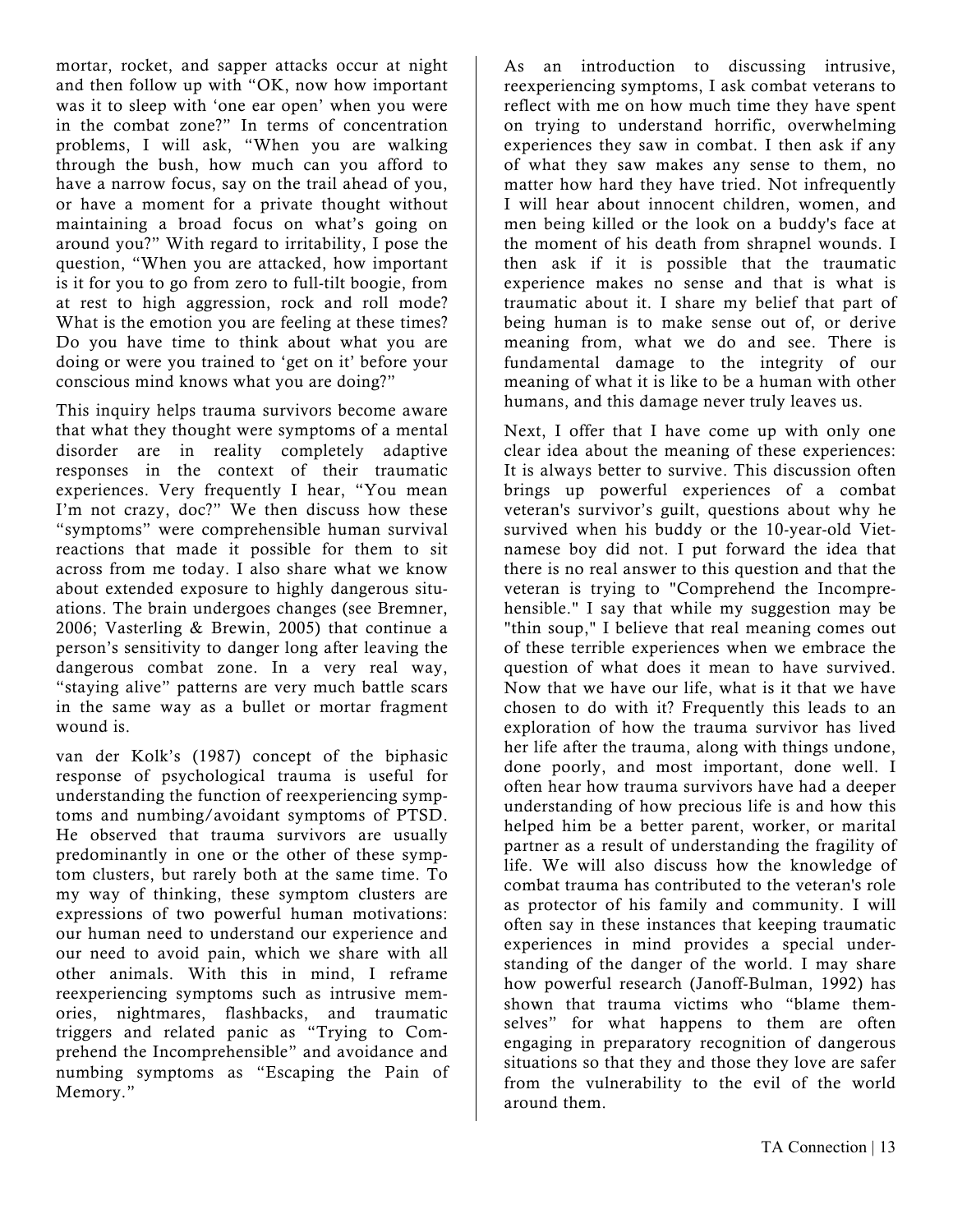mortar, rocket, and sapper attacks occur at night and then follow up with "OK, now how important was it to sleep with 'one ear open' when you were in the combat zone?" In terms of concentration problems, I will ask, "When you are walking through the bush, how much can you afford to have a narrow focus, say on the trail ahead of you, or have a moment for a private thought without maintaining a broad focus on what's going on around you?" With regard to irritability, I pose the question, "When you are attacked, how important is it for you to go from zero to full-tilt boogie, from at rest to high aggression, rock and roll mode? What is the emotion you are feeling at these times? Do you have time to think about what you are doing or were you trained to 'get on it' before your conscious mind knows what you are doing?"

This inquiry helps trauma survivors become aware that what they thought were symptoms of a mental disorder are in reality completely adaptive responses in the context of their traumatic experiences. Very frequently I hear, "You mean I'm not crazy, doc?" We then discuss how these "symptoms" were comprehensible human survival reactions that made it possible for them to sit across from me today. I also share what we know about extended exposure to highly dangerous situations. The brain undergoes changes (see Bremner, 2006; Vasterling & Brewin, 2005) that continue a person's sensitivity to danger long after leaving the dangerous combat zone. In a very real way, "staying alive" patterns are very much battle scars in the same way as a bullet or mortar fragment wound is.

van der Kolk's (1987) concept of the biphasic response of psychological trauma is useful for understanding the function of reexperiencing symptoms and numbing/avoidant symptoms of PTSD. He observed that trauma survivors are usually predominantly in one or the other of these symptom clusters, but rarely both at the same time. To my way of thinking, these symptom clusters are expressions of two powerful human motivations: our human need to understand our experience and our need to avoid pain, which we share with all other animals. With this in mind, I reframe reexperiencing symptoms such as intrusive memories, nightmares, flashbacks, and traumatic triggers and related panic as "Trying to Comprehend the Incomprehensible" and avoidance and numbing symptoms as "Escaping the Pain of Memory."

As an introduction to discussing intrusive, reexperiencing symptoms, I ask combat veterans to reflect with me on how much time they have spent on trying to understand horrific, overwhelming experiences they saw in combat. I then ask if any of what they saw makes any sense to them, no matter how hard they have tried. Not infrequently I will hear about innocent children, women, and men being killed or the look on a buddy's face at the moment of his death from shrapnel wounds. I then ask if it is possible that the traumatic experience makes no sense and that is what is traumatic about it. I share my belief that part of being human is to make sense out of, or derive meaning from, what we do and see. There is fundamental damage to the integrity of our meaning of what it is like to be a human with other humans, and this damage never truly leaves us.

Next, I offer that I have come up with only one clear idea about the meaning of these experiences: It is always better to survive. This discussion often brings up powerful experiences of a combat veteran's survivor's guilt, questions about why he survived when his buddy or the 10-year-old Vietnamese boy did not. I put forward the idea that there is no real answer to this question and that the veteran is trying to "Comprehend the Incomprehensible." I say that while my suggestion may be "thin soup," I believe that real meaning comes out of these terrible experiences when we embrace the question of what does it mean to have survived. Now that we have our life, what is it that we have chosen to do with it? Frequently this leads to an exploration of how the trauma survivor has lived her life after the trauma, along with things undone, done poorly, and most important, done well. I often hear how trauma survivors have had a deeper understanding of how precious life is and how this helped him be a better parent, worker, or marital partner as a result of understanding the fragility of life. We will also discuss how the knowledge of combat trauma has contributed to the veteran's role as protector of his family and community. I will often say in these instances that keeping traumatic experiences in mind provides a special understanding of the danger of the world. I may share how powerful research (Janoff-Bulman, 1992) has shown that trauma victims who "blame themselves" for what happens to them are often engaging in preparatory recognition of dangerous situations so that they and those they love are safer from the vulnerability to the evil of the world around them.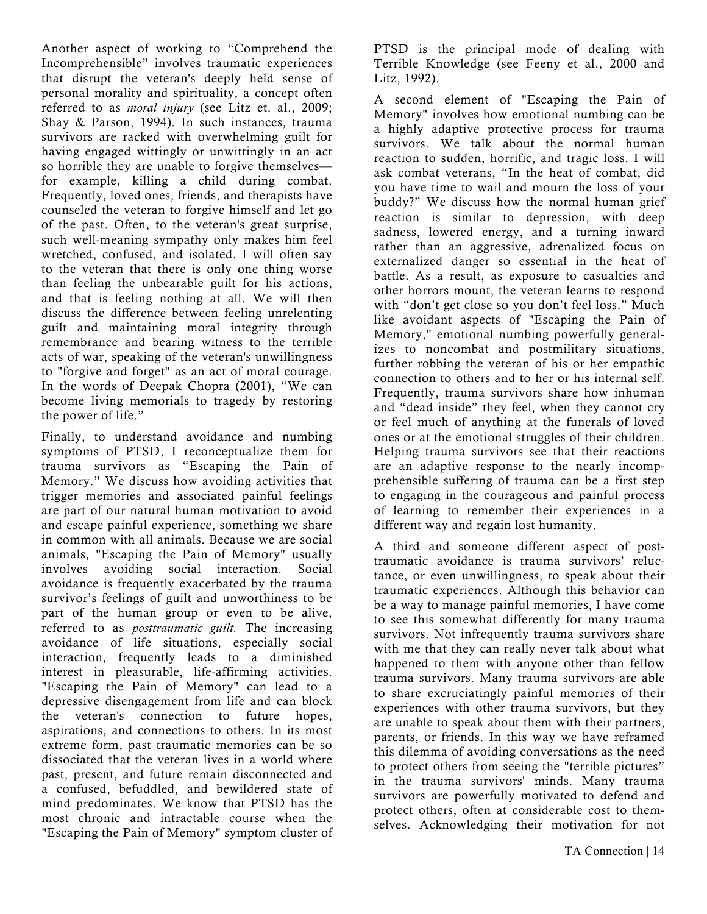Another aspect of working to "Comprehend the Incomprehensible" involves traumatic experiences that disrupt the veteran's deeply held sense of personal morality and spirituality, a concept often referred to as *moral injury* (see Litz et. al., 2009; Shay & Parson, 1994). In such instances, trauma survivors are racked with overwhelming guilt for having engaged wittingly or unwittingly in an act so horrible they are unable to forgive themselves—for example, killing a child during combat. Frequently, loved ones, friends, and therapists have counseled the veteran to forgive himself and let go of the past. Often, to the veteran's great surprise, such well-meaning sympathy only makes him feel wretched, confused, and isolated. I will often say to the veteran that there is only one thing worse than feeling the unbearable guilt for his actions, and that is feeling nothing at all. We will then discuss the difference between feeling unrelenting guilt and maintaining moral integrity through remembrance and bearing witness to the terrible acts of war, speaking of the veteran's unwillingness to "forgive and forget" as an act of moral courage. In the words of Deepak Chopra (2001), "We can become living memorials to tragedy by restoring the power of life."

Finally, to understand avoidance and numbing symptoms of PTSD, I reconceptualize them for trauma survivors as "Escaping the Pain of Memory." We discuss how avoiding activities that trigger memories and associated painful feelings are part of our natural human motivation to avoid and escape painful experience, something we share in common with all animals. Because we are social animals, "Escaping the Pain of Memory" usually involves avoiding social interaction. Social avoidance is frequently exacerbated by the trauma survivor's feelings of guilt and unworthiness to be part of the human group or even to be alive, referred to as *posttraumatic guilt.* The increasing avoidance of life situations, especially social interaction, frequently leads to a diminished interest in pleasurable, life-affirming activities. "Escaping the Pain of Memory" can lead to a depressive disengagement from life and can block the veteran's connection to future hopes, aspirations, and connections to others. In its most extreme form, past traumatic memories can be so dissociated that the veteran lives in a world where past, present, and future remain disconnected and a confused, befuddled, and bewildered state of mind predominates. We know that PTSD has the most chronic and intractable course when the "Escaping the Pain of Memory" symptom cluster of PTSD is the principal mode of dealing with Terrible Knowledge (see Feeny et al., 2000 and Litz, 1992).

A second element of "Escaping the Pain of Memory" involves how emotional numbing can be a highly adaptive protective process for trauma survivors. We talk about the normal human reaction to sudden, horrific, and tragic loss. I will ask combat veterans, "In the heat of combat, did you have time to wail and mourn the loss of your buddy?" We discuss how the normal human grief reaction is similar to depression, with deep sadness, lowered energy, and a turning inward rather than an aggressive, adrenalized focus on externalized danger so essential in the heat of battle. As a result, as exposure to casualties and other horrors mount, the veteran learns to respond with "don't get close so you don't feel loss." Much like avoidant aspects of "Escaping the Pain of Memory," emotional numbing powerfully generalizes to noncombat and postmilitary situations, further robbing the veteran of his or her empathic connection to others and to her or his internal self. Frequently, trauma survivors share how inhuman and "dead inside" they feel, when they cannot cry or feel much of anything at the funerals of loved ones or at the emotional struggles of their children. Helping trauma survivors see that their reactions are an adaptive response to the nearly incomprehensible suffering of trauma can be a first step to engaging in the courageous and painful process of learning to remember their experiences in a different way and regain lost humanity.

A third and someone different aspect of posttraumatic avoidance is trauma survivors' reluctance, or even unwillingness, to speak about their traumatic experiences. Although this behavior can be a way to manage painful memories, I have come to see this somewhat differently for many trauma survivors. Not infrequently trauma survivors share with me that they can really never talk about what happened to them with anyone other than fellow trauma survivors. Many trauma survivors are able to share excruciatingly painful memories of their experiences with other trauma survivors, but they are unable to speak about them with their partners, parents, or friends. In this way we have reframed this dilemma of avoiding conversations as the need to protect others from seeing the "terrible pictures" in the trauma survivors' minds. Many trauma survivors are powerfully motivated to defend and protect others, often at considerable cost to themselves. Acknowledging their motivation for not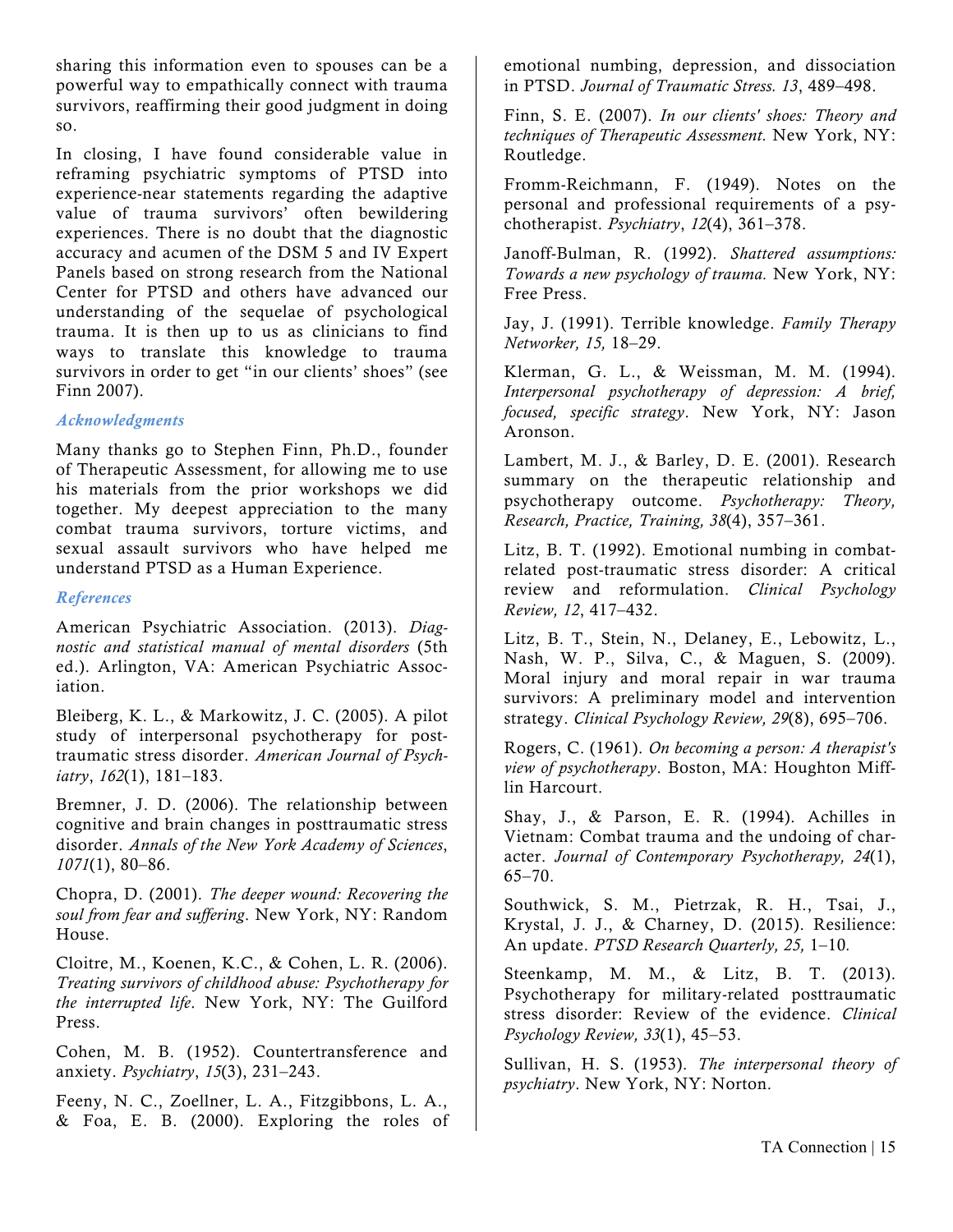sharing this information even to spouses can be a powerful way to empathically connect with trauma survivors, reaffirming their good judgment in doing so.

In closing, I have found considerable value in reframing psychiatric symptoms of PTSD into experience-near statements regarding the adaptive value of trauma survivors' often bewildering experiences. There is no doubt that the diagnostic accuracy and acumen of the DSM 5 and IV Expert Panels based on strong research from the National Center for PTSD and others have advanced our understanding of the sequelae of psychological trauma. It is then up to us as clinicians to find ways to translate this knowledge to trauma survivors in order to get "in our clients' shoes" (see Finn 2007).

### *Acknowledgments*

Many thanks go to Stephen Finn, Ph.D., founder of Therapeutic Assessment, for allowing me to use his materials from the prior workshops we did together. My deepest appreciation to the many combat trauma survivors, torture victims, and sexual assault survivors who have helped me understand PTSD as a Human Experience.

### *References*

American Psychiatric Association. (2013). *Diagnostic and statistical manual of mental disorders* (5th ed.). Arlington, VA: American Psychiatric Association.

Bleiberg, K. L., & Markowitz, J. C. (2005). A pilot study of interpersonal psychotherapy for posttraumatic stress disorder. *American Journal of Psychiatry*, *162*(1), 181–183.

Bremner, J. D. (2006). The relationship between cognitive and brain changes in posttraumatic stress disorder. *Annals of the New York Academy of Sciences*, *1071*(1), 80–86.

Chopra, D. (2001). *The deeper wound: Recovering the soul from fear and suffering*. New York, NY: Random House.

Cloitre, M., Koenen, K.C., & Cohen, L. R. (2006). *Treating survivors of childhood abuse: Psychotherapy for the interrupted life*. New York, NY: The Guilford Press.

Cohen, M. B. (1952). Countertransference and anxiety. *Psychiatry*, *15*(3), 231–243.

Feeny, N. C., Zoellner, L. A., Fitzgibbons, L. A., & Foa, E. B. (2000). Exploring the roles of emotional numbing, depression, and dissociation in PTSD. *Journal of Traumatic Stress. 13*, 489–498.

Finn, S. E. (2007). *In our clients' shoes: Theory and techniques of Therapeutic Assessment.* New York, NY: Routledge.

Fromm-Reichmann, F. (1949). Notes on the personal and professional requirements of a psychotherapist. *Psychiatry*, *12*(4), 361–378.

Janoff-Bulman, R. (1992). *Shattered assumptions: Towards a new psychology of trauma.* New York, NY: Free Press.

Jay, J. (1991). Terrible knowledge. *Family Therapy Networker, 15,* 18–29.

Klerman, G. L., & Weissman, M. M. (1994). *Interpersonal psychotherapy of depression: A brief, focused, specific strategy*. New York, NY: Jason Aronson.

Lambert, M. J., & Barley, D. E. (2001). Research summary on the therapeutic relationship and psychotherapy outcome. *Psychotherapy: Theory, Research, Practice, Training, 38*(4), 357–361.

Litz, B. T. (1992). Emotional numbing in combat-related post-traumatic stress disorder: A critical review and reformulation. *Clinical Psychology Review, 12*, 417–432.

Litz, B. T., Stein, N., Delaney, E., Lebowitz, L., Nash, W. P., Silva, C., & Maguen, S. (2009). Moral injury and moral repair in war trauma survivors: A preliminary model and intervention strategy. *Clinical Psychology Review, 29*(8), 695–706.

Rogers, C. (1961). *On becoming a person: A therapist's view of psychotherapy*. Boston, MA: Houghton Mifflin Harcourt.

Shay, J., & Parson, E. R. (1994). Achilles in Vietnam: Combat trauma and the undoing of character. *Journal of Contemporary Psychotherapy, 24*(1), 65–70.

Southwick, S. M., Pietrzak, R. H., Tsai, J., Krystal, J. J., & Charney, D. (2015). Resilience: An update. *PTSD Research Quarterly, 25,* 1–10.

Steenkamp, M. M., & Litz, B. T. (2013). Psychotherapy for military-related posttraumatic stress disorder: Review of the evidence. *Clinical Psychology Review, 33*(1), 45–53.

Sullivan, H. S. (1953). *The interpersonal theory of psychiatry*. New York, NY: Norton.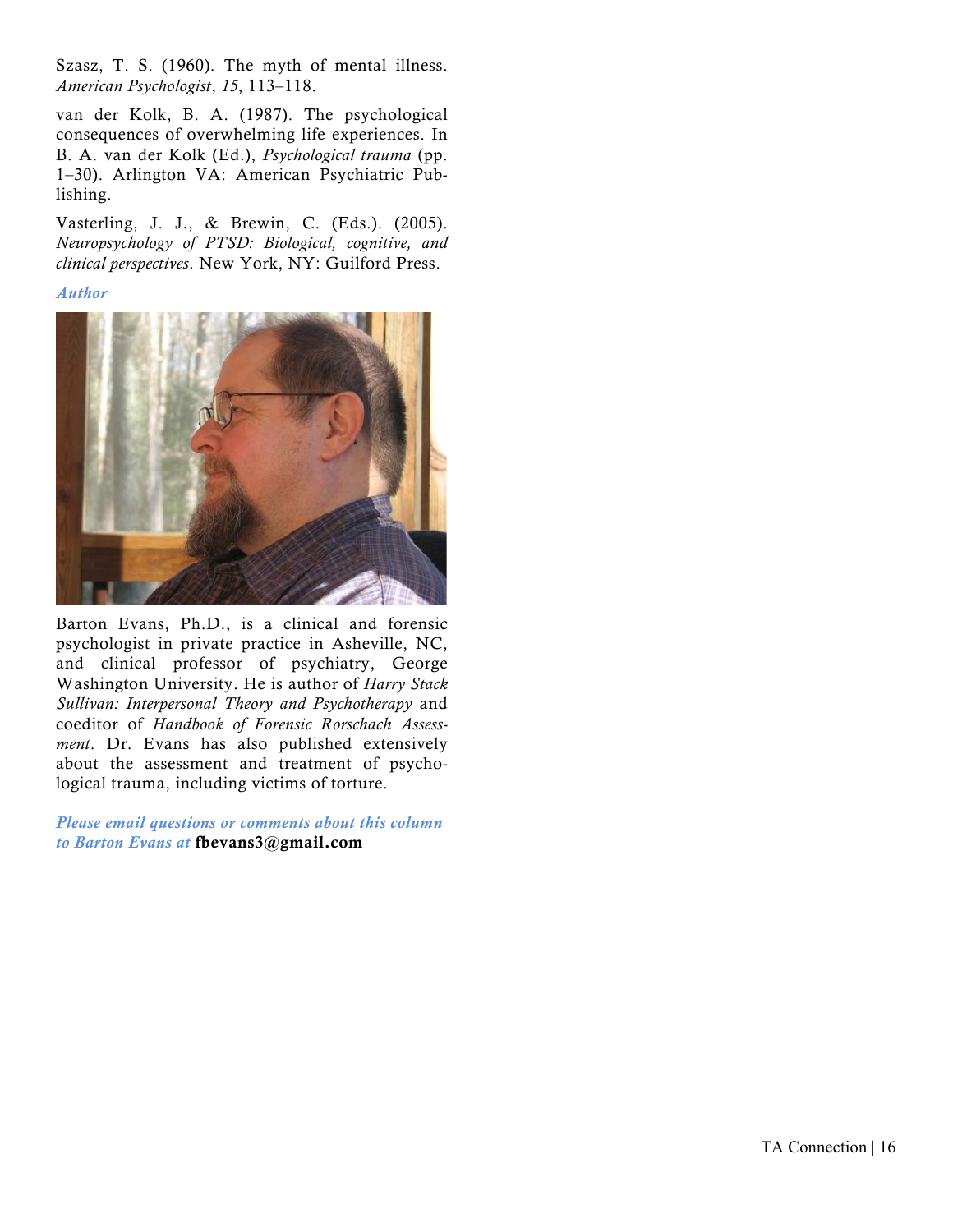Szasz, T. S. (1960). The myth of mental illness. *American Psychologist*, *15*, 113–118.

van der Kolk, B. A. (1987). The psychological consequences of overwhelming life experiences. In B. A. van der Kolk (Ed.), *Psychological trauma* (pp. 1–30). Arlington VA: American Psychiatric Publishing.

Vasterling, J. J., & Brewin, C. (Eds.). (2005). *Neuropsychology of PTSD: Biological, cognitive, and clinical perspectives*. New York, NY: Guilford Press.

***Author***

Barton Evans, Ph.D., is a clinical and forensic psychologist in private practice in Asheville, NC, and clinical professor of psychiatry, George Washington University. He is author of *Harry Stack Sullivan: Interpersonal Theory and Psychotherapy* and coeditor of *Handbook of Forensic Rorschach Assessment*. Dr. Evans has also published extensively about the assessment and treatment of psychological trauma, including victims of torture.

***Please email questions or comments about this column to Barton Evans at*** **fbevans3@gmail.com**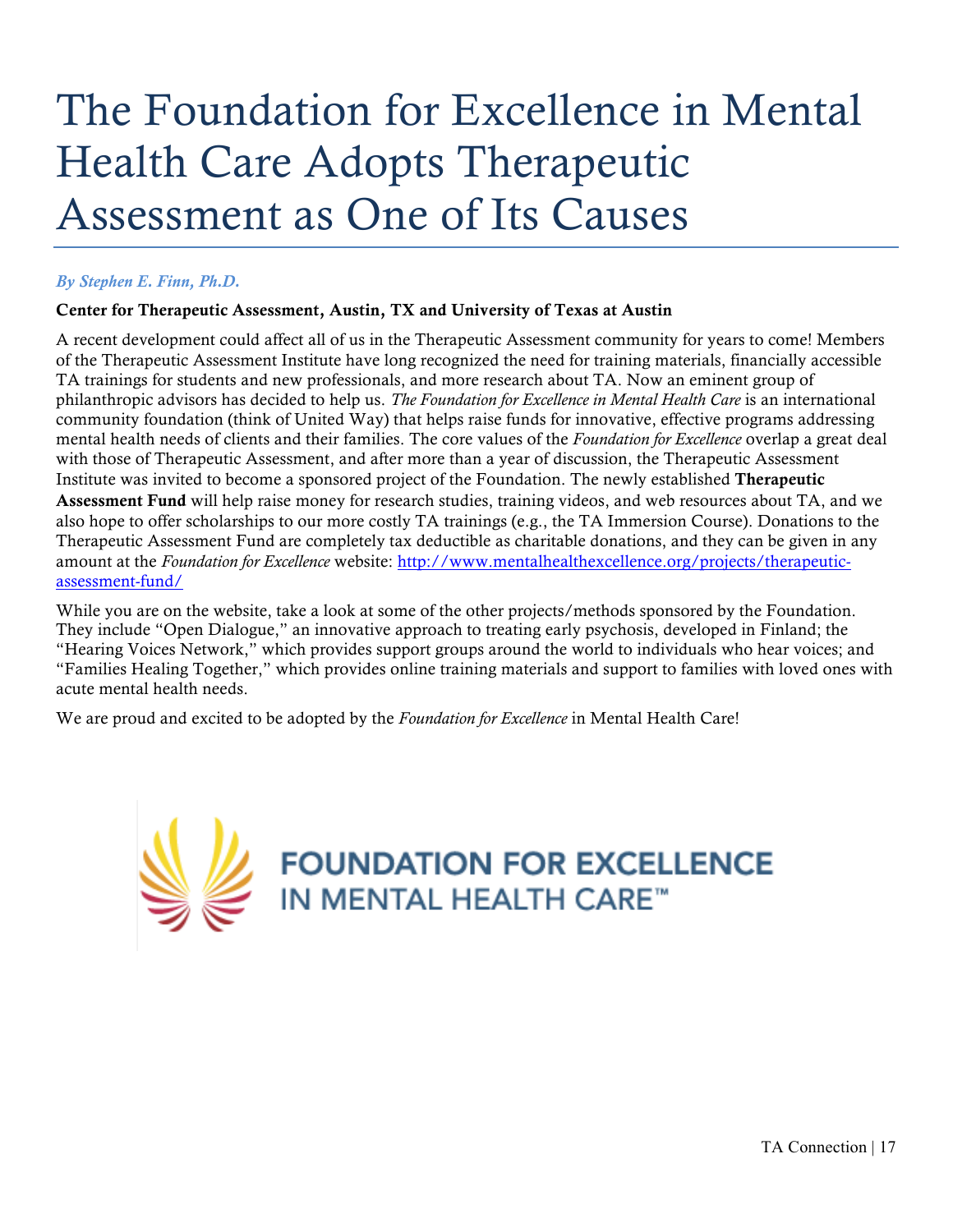# The Foundation for Excellence in Mental Health Care Adopts Therapeutic Assessment as One of Its Causes

*By Stephen E. Finn, Ph.D.*

**Center for Therapeutic Assessment, Austin, TX and University of Texas at Austin**

A recent development could affect all of us in the Therapeutic Assessment community for years to come! Members of the Therapeutic Assessment Institute have long recognized the need for training materials, financially accessible TA trainings for students and new professionals, and more research about TA. Now an eminent group of philanthropic advisors has decided to help us. *The Foundation for Excellence in Mental Health Care* is an international community foundation (think of United Way) that helps raise funds for innovative, effective programs addressing mental health needs of clients and their families. The core values of the *Foundation for Excellence* overlap a great deal with those of Therapeutic Assessment, and after more than a year of discussion, the Therapeutic Assessment Institute was invited to become a sponsored project of the Foundation. The newly established **Therapeutic Assessment Fund** will help raise money for research studies, training videos, and web resources about TA, and we also hope to offer scholarships to our more costly TA trainings (e.g., the TA Immersion Course). Donations to the Therapeutic Assessment Fund are completely tax deductible as charitable donations, and they can be given in any amount at the *Foundation for Excellence* website: http://www.mentalhealthexcellence.org/projects/therapeutic-assessment-fund/

While you are on the website, take a look at some of the other projects/methods sponsored by the Foundation. They include "Open Dialogue," an innovative approach to treating early psychosis, developed in Finland; the "Hearing Voices Network," which provides support groups around the world to individuals who hear voices; and "Families Healing Together," which provides online training materials and support to families with loved ones with acute mental health needs.

We are proud and excited to be adopted by the *Foundation for Excellence* in Mental Health Care!

FOUNDATION FOR EXCELLENCE IN MENTAL HEALTH CARE™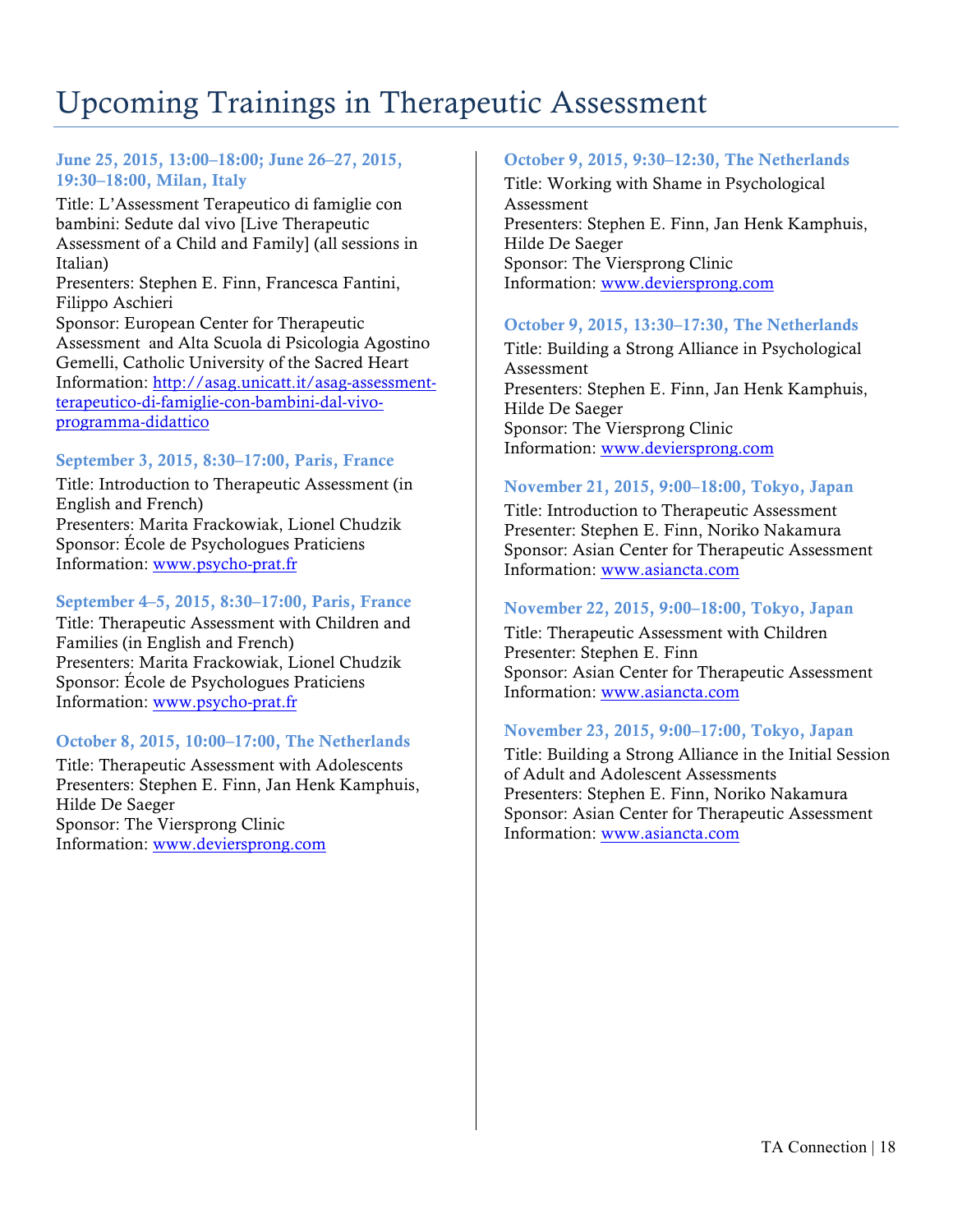# Upcoming Trainings in Therapeutic Assessment

**June 25, 2015, 13:00–18:00; June 26–27, 2015, 19:30–18:00, Milan, Italy**

Title: L'Assessment Terapeutico di famiglie con bambini: Sedute dal vivo [Live Therapeutic Assessment of a Child and Family] (all sessions in Italian)
Presenters: Stephen E. Finn, Francesca Fantini, Filippo Aschieri
Sponsor: European Center for Therapeutic Assessment and Alta Scuola di Psicologia Agostino Gemelli, Catholic University of the Sacred Heart
Information: http://asag.unicatt.it/asag-assessment-terapeutico-di-famiglie-con-bambini-dal-vivo-programma-didattico

**September 3, 2015, 8:30–17:00, Paris, France**

Title: Introduction to Therapeutic Assessment (in English and French)
Presenters: Marita Frackowiak, Lionel Chudzik
Sponsor: École de Psychologues Praticiens
Information: www.psycho-prat.fr

**September 4–5, 2015, 8:30–17:00, Paris, France**

Title: Therapeutic Assessment with Children and Families (in English and French)
Presenters: Marita Frackowiak, Lionel Chudzik
Sponsor: École de Psychologues Praticiens
Information: www.psycho-prat.fr

**October 8, 2015, 10:00–17:00, The Netherlands**

Title: Therapeutic Assessment with Adolescents
Presenters: Stephen E. Finn, Jan Henk Kamphuis, Hilde De Saeger
Sponsor: The Viersprong Clinic
Information: www.deviersprong.com

**October 9, 2015, 9:30–12:30, The Netherlands**

Title: Working with Shame in Psychological Assessment
Presenters: Stephen E. Finn, Jan Henk Kamphuis, Hilde De Saeger
Sponsor: The Viersprong Clinic
Information: www.deviersprong.com

**October 9, 2015, 13:30–17:30, The Netherlands**

Title: Building a Strong Alliance in Psychological Assessment
Presenters: Stephen E. Finn, Jan Henk Kamphuis, Hilde De Saeger
Sponsor: The Viersprong Clinic
Information: www.deviersprong.com

**November 21, 2015, 9:00–18:00, Tokyo, Japan**

Title: Introduction to Therapeutic Assessment
Presenter: Stephen E. Finn, Noriko Nakamura
Sponsor: Asian Center for Therapeutic Assessment
Information: www.asiancta.com

**November 22, 2015, 9:00–18:00, Tokyo, Japan**

Title: Therapeutic Assessment with Children
Presenter: Stephen E. Finn
Sponsor: Asian Center for Therapeutic Assessment
Information: www.asiancta.com

**November 23, 2015, 9:00–17:00, Tokyo, Japan**

Title: Building a Strong Alliance in the Initial Session of Adult and Adolescent Assessments
Presenters: Stephen E. Finn, Noriko Nakamura
Sponsor: Asian Center for Therapeutic Assessment
Information: www.asiancta.com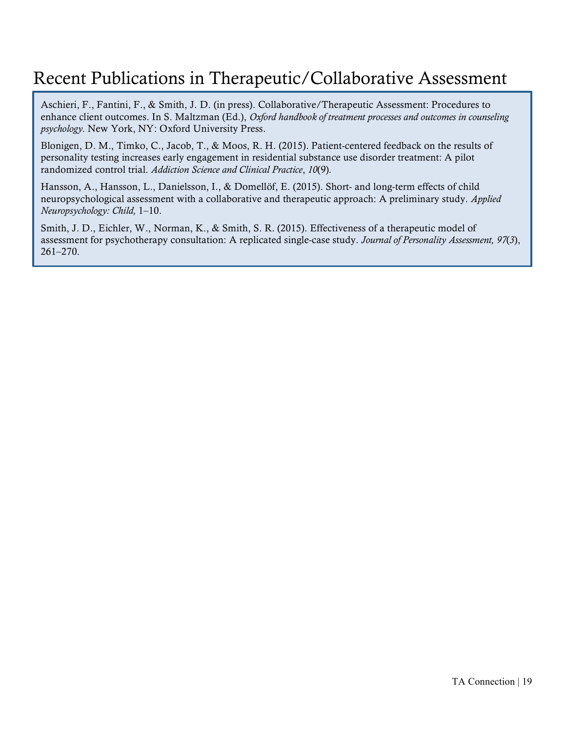# Recent Publications in Therapeutic/Collaborative Assessment

Aschieri, F., Fantini, F., & Smith, J. D. (in press). Collaborative/Therapeutic Assessment: Procedures to enhance client outcomes. In S. Maltzman (Ed.), *Oxford handbook of treatment processes and outcomes in counseling psychology.* New York, NY: Oxford University Press.

Blonigen, D. M., Timko, C., Jacob, T., & Moos, R. H. (2015). Patient-centered feedback on the results of personality testing increases early engagement in residential substance use disorder treatment: A pilot randomized control trial. *Addiction Science and Clinical Practice*, *10*(9).

Hansson, A., Hansson, L., Danielsson, I., & Domellöf, E. (2015). Short- and long-term effects of child neuropsychological assessment with a collaborative and therapeutic approach: A preliminary study. *Applied Neuropsychology: Child,* 1–10.

Smith, J. D., Eichler, W., Norman, K., & Smith, S. R. (2015). Effectiveness of a therapeutic model of assessment for psychotherapy consultation: A replicated single-case study. *Journal of Personality Assessment, 97*(*3*), 261–270.